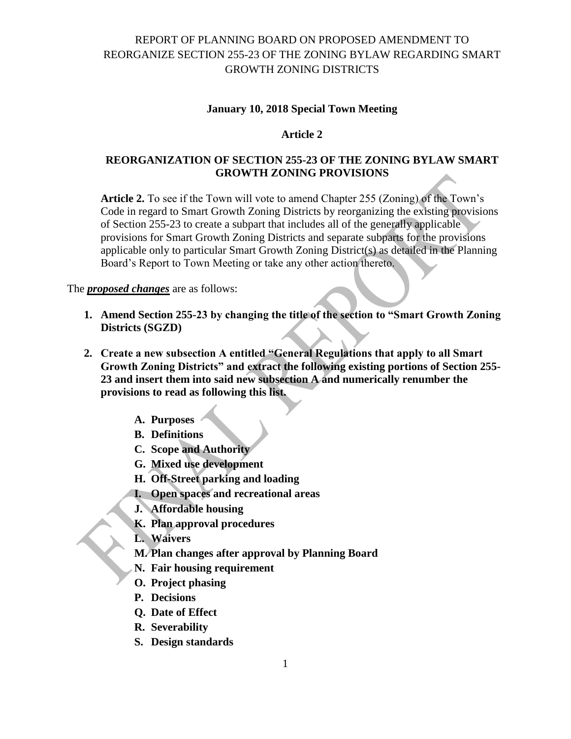# REPORT OF PLANNING BOARD ON PROPOSED AMENDMENT TO REORGANIZE SECTION 255-23 OF THE ZONING BYLAW REGARDING SMART GROWTH ZONING DISTRICTS

**January 10, 2018 Special Town Meeting**

**Article 2**

## REORGANIZATION OF SECTION 255-23 OF THE ZONING BYLAW SMART GROWTH ZONING PROVISIONS

> **Article 2.** To see if the Town will vote to amend Chapter 255 (Zoning) of the Town's Code in regard to Smart Growth Zoning Districts by reorganizing the existing provisions of Section 255-23 to create a subpart that includes all of the generally applicable provisions for Smart Growth Zoning Districts and separate subparts for the provisions applicable only to particular Smart Growth Zoning District(s) as detailed in the Planning Board's Report to Town Meeting or take any other action thereto.

The ***proposed changes*** are as follows:

1. **Amend Section 255-23 by changing the title of the section to "Smart Growth Zoning Districts (SGZD)**

2. **Create a new subsection A entitled "General Regulations that apply to all Smart Growth Zoning Districts" and extract the following existing portions of Section 255-23 and insert them into said new subsection A and numerically renumber the provisions to read as following this list.**

   - **A. Purposes**
   - **B. Definitions**
   - **C. Scope and Authority**
   - **G. Mixed use development**
   - **H. Off-Street parking and loading**
   - **I. Open spaces and recreational areas**
   - **J. Affordable housing**
   - **K. Plan approval procedures**
   - **L. Waivers**
   - **M. Plan changes after approval by Planning Board**
   - **N. Fair housing requirement**
   - **O. Project phasing**
   - **P. Decisions**
   - **Q. Date of Effect**
   - **R. Severability**
   - **S. Design standards**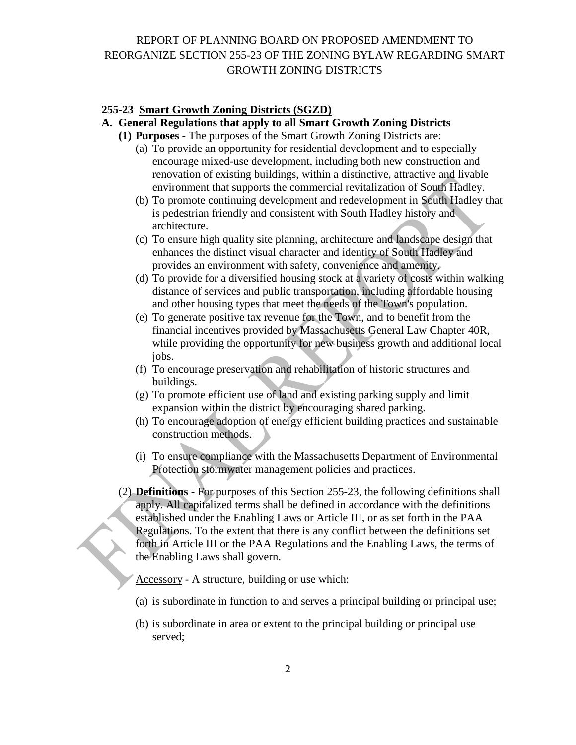REPORT OF PLANNING BOARD ON PROPOSED AMENDMENT TO REORGANIZE SECTION 255-23 OF THE ZONING BYLAW REGARDING SMART GROWTH ZONING DISTRICTS

**255-23 <u>Smart Growth Zoning Districts (SGZD)</u>**

**A. General Regulations that apply to all Smart Growth Zoning Districts**

**(1) Purposes -** The purposes of the Smart Growth Zoning Districts are:

(a) To provide an opportunity for residential development and to especially encourage mixed-use development, including both new construction and renovation of existing buildings, within a distinctive, attractive and livable environment that supports the commercial revitalization of South Hadley.

(b) To promote continuing development and redevelopment in South Hadley that is pedestrian friendly and consistent with South Hadley history and architecture.

(c) To ensure high quality site planning, architecture and landscape design that enhances the distinct visual character and identity of South Hadley and provides an environment with safety, convenience and amenity.

(d) To provide for a diversified housing stock at a variety of costs within walking distance of services and public transportation, including affordable housing and other housing types that meet the needs of the Town's population.

(e) To generate positive tax revenue for the Town, and to benefit from the financial incentives provided by Massachusetts General Law Chapter 40R, while providing the opportunity for new business growth and additional local jobs.

(f) To encourage preservation and rehabilitation of historic structures and buildings.

(g) To promote efficient use of land and existing parking supply and limit expansion within the district by encouraging shared parking.

(h) To encourage adoption of energy efficient building practices and sustainable construction methods.

(i) To ensure compliance with the Massachusetts Department of Environmental Protection stormwater management policies and practices.

(2) **Definitions -** For purposes of this Section 255-23, the following definitions shall apply. All capitalized terms shall be defined in accordance with the definitions established under the Enabling Laws or Article III, or as set forth in the PAA Regulations. To the extent that there is any conflict between the definitions set forth in Article III or the PAA Regulations and the Enabling Laws, the terms of the Enabling Laws shall govern.

<u>Accessory</u> - A structure, building or use which:

(a) is subordinate in function to and serves a principal building or principal use;

(b) is subordinate in area or extent to the principal building or principal use served;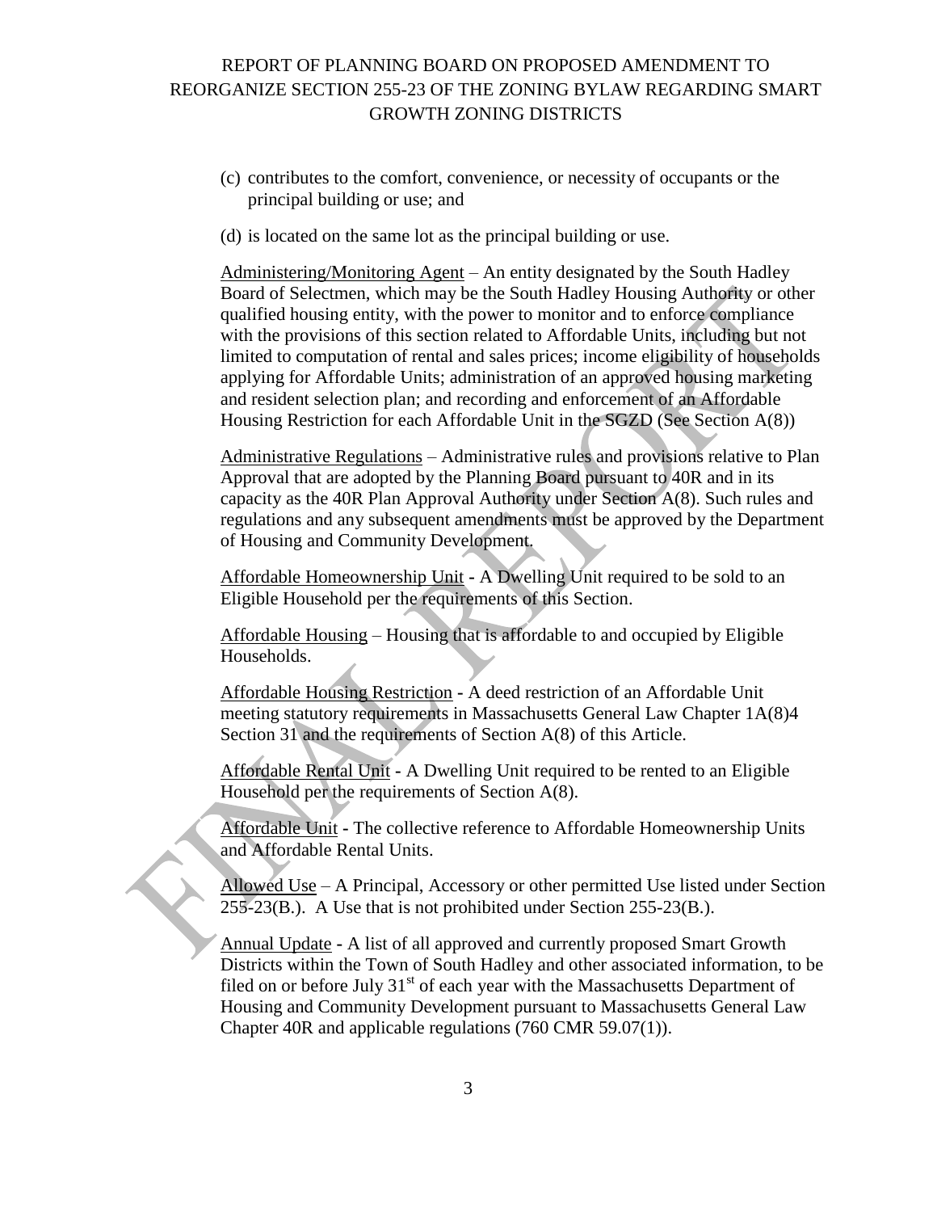(c) contributes to the comfort, convenience, or necessity of occupants or the principal building or use; and

(d) is located on the same lot as the principal building or use.

Administering/Monitoring Agent – An entity designated by the South Hadley Board of Selectmen, which may be the South Hadley Housing Authority or other qualified housing entity, with the power to monitor and to enforce compliance with the provisions of this section related to Affordable Units, including but not limited to computation of rental and sales prices; income eligibility of households applying for Affordable Units; administration of an approved housing marketing and resident selection plan; and recording and enforcement of an Affordable Housing Restriction for each Affordable Unit in the SGZD (See Section A(8))

Administrative Regulations – Administrative rules and provisions relative to Plan Approval that are adopted by the Planning Board pursuant to 40R and in its capacity as the 40R Plan Approval Authority under Section A(8). Such rules and regulations and any subsequent amendments must be approved by the Department of Housing and Community Development.

Affordable Homeownership Unit - A Dwelling Unit required to be sold to an Eligible Household per the requirements of this Section.

Affordable Housing – Housing that is affordable to and occupied by Eligible Households.

Affordable Housing Restriction - A deed restriction of an Affordable Unit meeting statutory requirements in Massachusetts General Law Chapter 1A(8)4 Section 31 and the requirements of Section A(8) of this Article.

Affordable Rental Unit - A Dwelling Unit required to be rented to an Eligible Household per the requirements of Section A(8).

Affordable Unit - The collective reference to Affordable Homeownership Units and Affordable Rental Units.

Allowed Use – A Principal, Accessory or other permitted Use listed under Section 255-23(B.). A Use that is not prohibited under Section 255-23(B.).

Annual Update - A list of all approved and currently proposed Smart Growth Districts within the Town of South Hadley and other associated information, to be filed on or before July 31st of each year with the Massachusetts Department of Housing and Community Development pursuant to Massachusetts General Law Chapter 40R and applicable regulations (760 CMR 59.07(1)).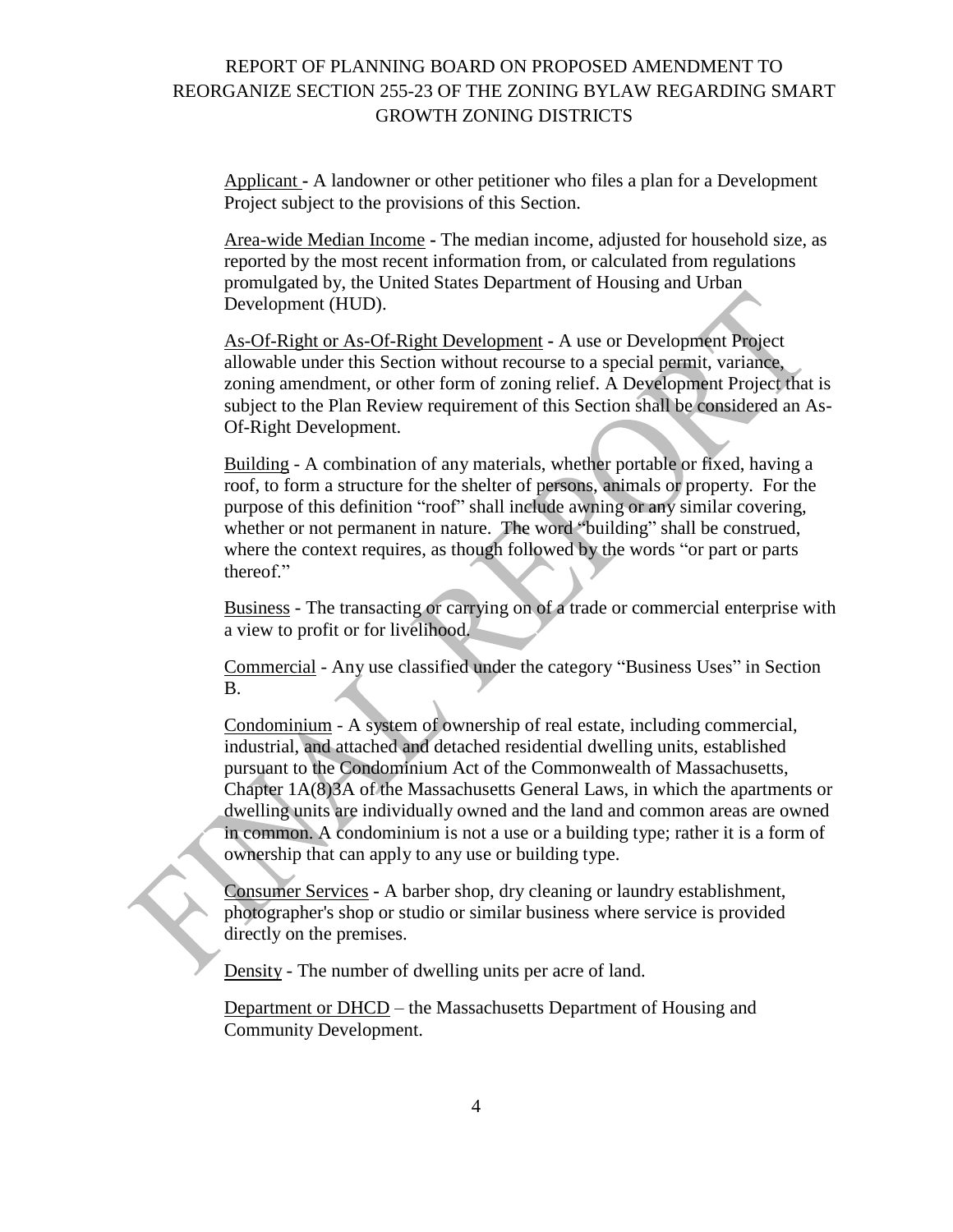Applicant - A landowner or other petitioner who files a plan for a Development Project subject to the provisions of this Section.

Area-wide Median Income - The median income, adjusted for household size, as reported by the most recent information from, or calculated from regulations promulgated by, the United States Department of Housing and Urban Development (HUD).

As-Of-Right or As-Of-Right Development - A use or Development Project allowable under this Section without recourse to a special permit, variance, zoning amendment, or other form of zoning relief. A Development Project that is subject to the Plan Review requirement of this Section shall be considered an As-Of-Right Development.

Building - A combination of any materials, whether portable or fixed, having a roof, to form a structure for the shelter of persons, animals or property. For the purpose of this definition "roof" shall include awning or any similar covering, whether or not permanent in nature. The word "building" shall be construed, where the context requires, as though followed by the words "or part or parts thereof."

Business - The transacting or carrying on of a trade or commercial enterprise with a view to profit or for livelihood.

Commercial - Any use classified under the category "Business Uses" in Section B.

Condominium - A system of ownership of real estate, including commercial, industrial, and attached and detached residential dwelling units, established pursuant to the Condominium Act of the Commonwealth of Massachusetts, Chapter 1A(8)3A of the Massachusetts General Laws, in which the apartments or dwelling units are individually owned and the land and common areas are owned in common. A condominium is not a use or a building type; rather it is a form of ownership that can apply to any use or building type.

Consumer Services - A barber shop, dry cleaning or laundry establishment, photographer's shop or studio or similar business where service is provided directly on the premises.

Density - The number of dwelling units per acre of land.

Department or DHCD – the Massachusetts Department of Housing and Community Development.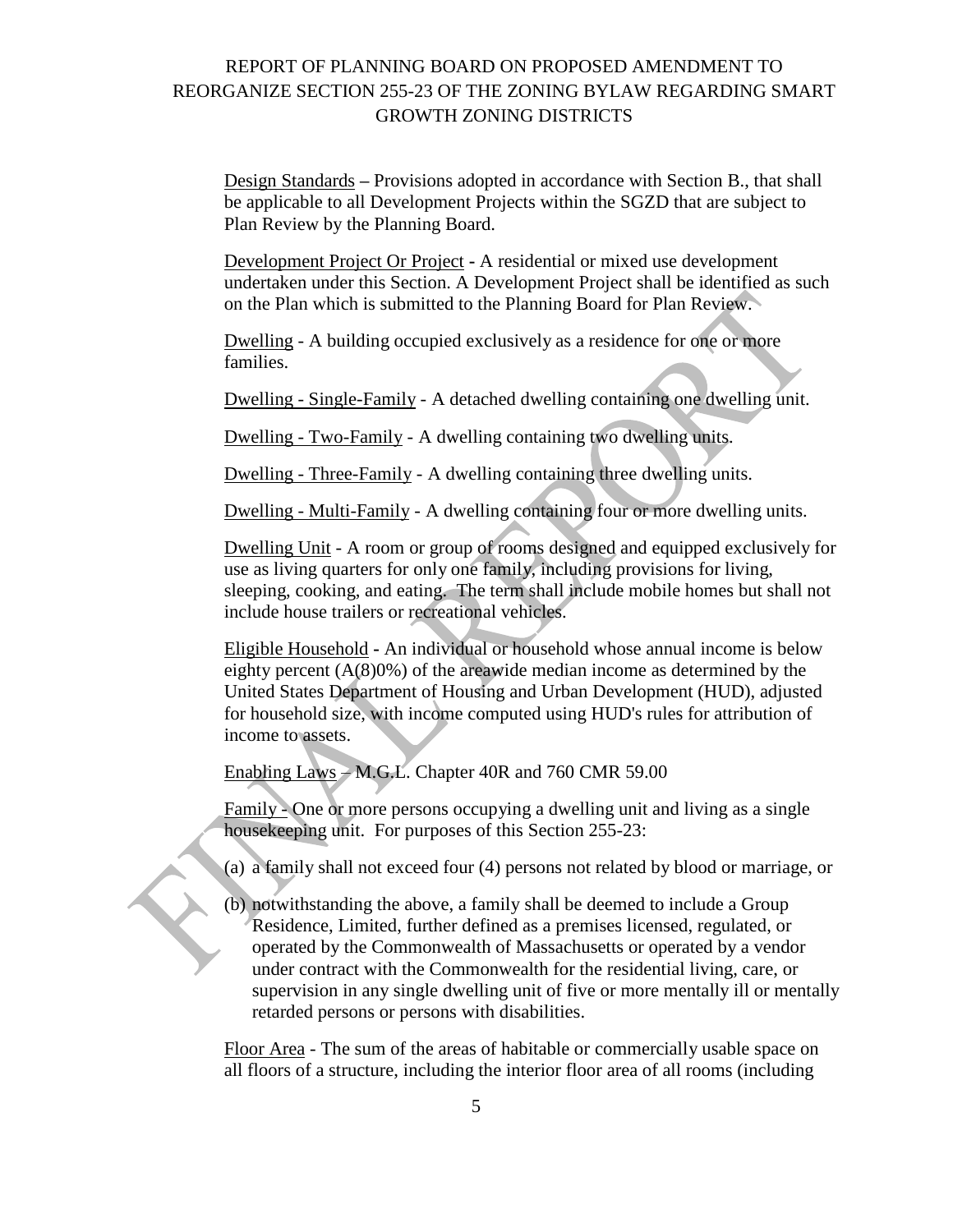Design Standards – Provisions adopted in accordance with Section B., that shall be applicable to all Development Projects within the SGZD that are subject to Plan Review by the Planning Board.

Development Project Or Project - A residential or mixed use development undertaken under this Section. A Development Project shall be identified as such on the Plan which is submitted to the Planning Board for Plan Review.

Dwelling - A building occupied exclusively as a residence for one or more families.

Dwelling - Single-Family - A detached dwelling containing one dwelling unit.

Dwelling - Two-Family - A dwelling containing two dwelling units.

Dwelling - Three-Family - A dwelling containing three dwelling units.

Dwelling - Multi-Family - A dwelling containing four or more dwelling units.

Dwelling Unit - A room or group of rooms designed and equipped exclusively for use as living quarters for only one family, including provisions for living, sleeping, cooking, and eating. The term shall include mobile homes but shall not include house trailers or recreational vehicles.

Eligible Household - An individual or household whose annual income is below eighty percent (A(8)0%) of the areawide median income as determined by the United States Department of Housing and Urban Development (HUD), adjusted for household size, with income computed using HUD's rules for attribution of income to assets.

Enabling Laws – M.G.L. Chapter 40R and 760 CMR 59.00

Family - One or more persons occupying a dwelling unit and living as a single housekeeping unit. For purposes of this Section 255-23:

(a) a family shall not exceed four (4) persons not related by blood or marriage, or

(b) notwithstanding the above, a family shall be deemed to include a Group Residence, Limited, further defined as a premises licensed, regulated, or operated by the Commonwealth of Massachusetts or operated by a vendor under contract with the Commonwealth for the residential living, care, or supervision in any single dwelling unit of five or more mentally ill or mentally retarded persons or persons with disabilities.

Floor Area - The sum of the areas of habitable or commercially usable space on all floors of a structure, including the interior floor area of all rooms (including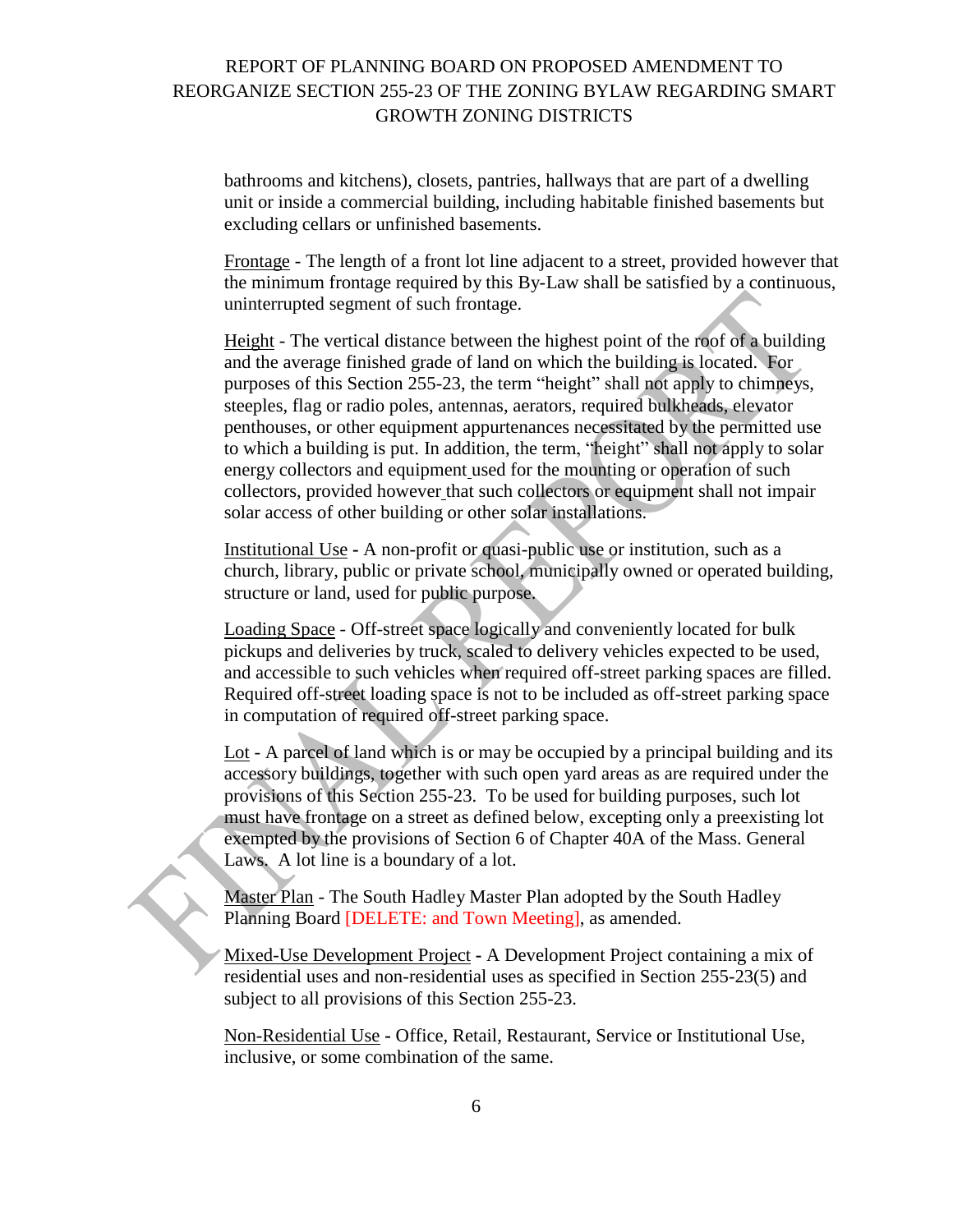bathrooms and kitchens), closets, pantries, hallways that are part of a dwelling unit or inside a commercial building, including habitable finished basements but excluding cellars or unfinished basements.

Frontage - The length of a front lot line adjacent to a street, provided however that the minimum frontage required by this By-Law shall be satisfied by a continuous, uninterrupted segment of such frontage.

Height - The vertical distance between the highest point of the roof of a building and the average finished grade of land on which the building is located. For purposes of this Section 255-23, the term "height" shall not apply to chimneys, steeples, flag or radio poles, antennas, aerators, required bulkheads, elevator penthouses, or other equipment appurtenances necessitated by the permitted use to which a building is put. In addition, the term, "height" shall not apply to solar energy collectors and equipment used for the mounting or operation of such collectors, provided however that such collectors or equipment shall not impair solar access of other building or other solar installations.

Institutional Use - A non-profit or quasi-public use or institution, such as a church, library, public or private school, municipally owned or operated building, structure or land, used for public purpose.

Loading Space - Off-street space logically and conveniently located for bulk pickups and deliveries by truck, scaled to delivery vehicles expected to be used, and accessible to such vehicles when required off-street parking spaces are filled. Required off-street loading space is not to be included as off-street parking space in computation of required off-street parking space.

Lot - A parcel of land which is or may be occupied by a principal building and its accessory buildings, together with such open yard areas as are required under the provisions of this Section 255-23. To be used for building purposes, such lot must have frontage on a street as defined below, excepting only a preexisting lot exempted by the provisions of Section 6 of Chapter 40A of the Mass. General Laws. A lot line is a boundary of a lot.

Master Plan - The South Hadley Master Plan adopted by the South Hadley Planning Board [DELETE: and Town Meeting], as amended.

Mixed-Use Development Project - A Development Project containing a mix of residential uses and non-residential uses as specified in Section 255-23(5) and subject to all provisions of this Section 255-23.

Non-Residential Use - Office, Retail, Restaurant, Service or Institutional Use, inclusive, or some combination of the same.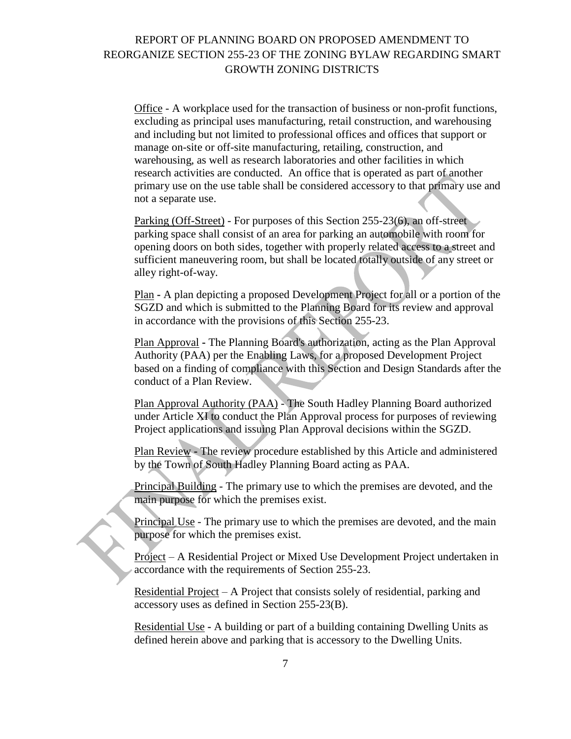Office - A workplace used for the transaction of business or non-profit functions, excluding as principal uses manufacturing, retail construction, and warehousing and including but not limited to professional offices and offices that support or manage on-site or off-site manufacturing, retailing, construction, and warehousing, as well as research laboratories and other facilities in which research activities are conducted. An office that is operated as part of another primary use on the use table shall be considered accessory to that primary use and not a separate use.

Parking (Off-Street) - For purposes of this Section 255-23(6), an off-street parking space shall consist of an area for parking an automobile with room for opening doors on both sides, together with properly related access to a street and sufficient maneuvering room, but shall be located totally outside of any street or alley right-of-way.

Plan - A plan depicting a proposed Development Project for all or a portion of the SGZD and which is submitted to the Planning Board for its review and approval in accordance with the provisions of this Section 255-23.

Plan Approval - The Planning Board's authorization, acting as the Plan Approval Authority (PAA) per the Enabling Laws, for a proposed Development Project based on a finding of compliance with this Section and Design Standards after the conduct of a Plan Review.

Plan Approval Authority (PAA) - The South Hadley Planning Board authorized under Article XI to conduct the Plan Approval process for purposes of reviewing Project applications and issuing Plan Approval decisions within the SGZD.

Plan Review - The review procedure established by this Article and administered by the Town of South Hadley Planning Board acting as PAA.

Principal Building - The primary use to which the premises are devoted, and the main purpose for which the premises exist.

Principal Use - The primary use to which the premises are devoted, and the main purpose for which the premises exist.

Project – A Residential Project or Mixed Use Development Project undertaken in accordance with the requirements of Section 255-23.

Residential Project – A Project that consists solely of residential, parking and accessory uses as defined in Section 255-23(B).

Residential Use - A building or part of a building containing Dwelling Units as defined herein above and parking that is accessory to the Dwelling Units.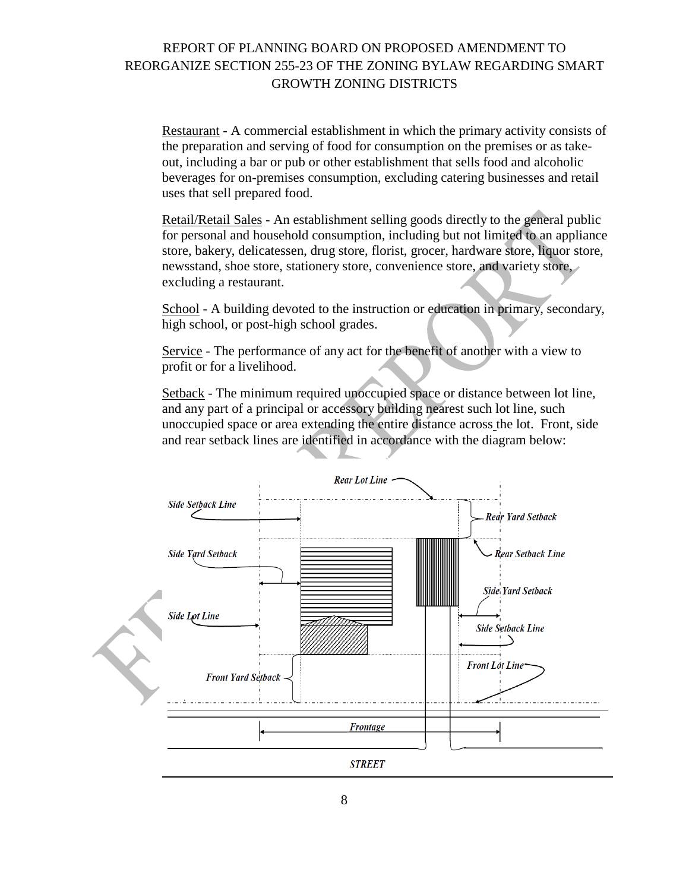Restaurant - A commercial establishment in which the primary activity consists of the preparation and serving of food for consumption on the premises or as take-out, including a bar or pub or other establishment that sells food and alcoholic beverages for on-premises consumption, excluding catering businesses and retail uses that sell prepared food.

Retail/Retail Sales - An establishment selling goods directly to the general public for personal and household consumption, including but not limited to an appliance store, bakery, delicatessen, drug store, florist, grocer, hardware store, liquor store, newsstand, shoe store, stationery store, convenience store, and variety store, excluding a restaurant.

School - A building devoted to the instruction or education in primary, secondary, high school, or post-high school grades.

Service - The performance of any act for the benefit of another with a view to profit or for a livelihood.

Setback - The minimum required unoccupied space or distance between lot line, and any part of a principal or accessory building nearest such lot line, such unoccupied space or area extending the entire distance across the lot. Front, side and rear setback lines are identified in accordance with the diagram below:

Rear Lot Line

Side Setback Line

Rear Yard Setback

Side Yard Setback

Rear Setback Line

Side Yard Setback

Side Lot Line

Side Setback Line

Front Lot Line

Front Yard Setback

Frontage

STREET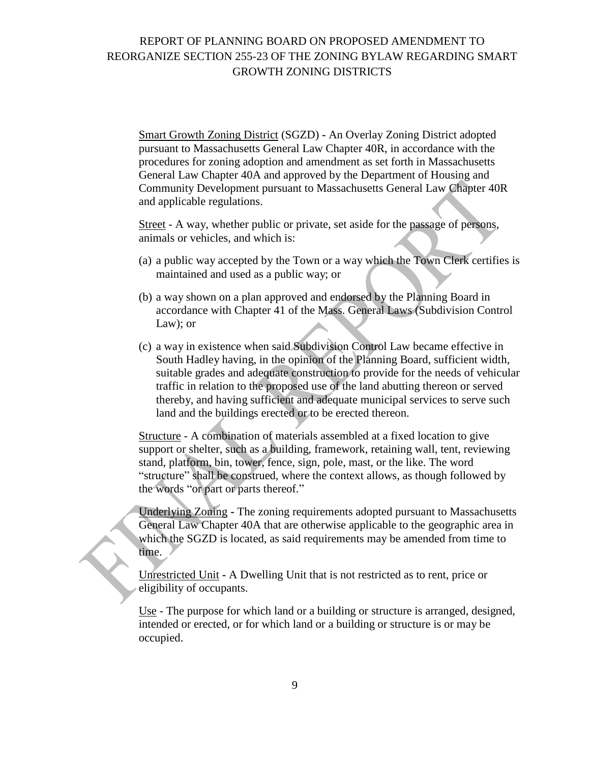Smart Growth Zoning District (SGZD) - An Overlay Zoning District adopted pursuant to Massachusetts General Law Chapter 40R, in accordance with the procedures for zoning adoption and amendment as set forth in Massachusetts General Law Chapter 40A and approved by the Department of Housing and Community Development pursuant to Massachusetts General Law Chapter 40R and applicable regulations.

Street - A way, whether public or private, set aside for the passage of persons, animals or vehicles, and which is:

(a) a public way accepted by the Town or a way which the Town Clerk certifies is maintained and used as a public way; or

(b) a way shown on a plan approved and endorsed by the Planning Board in accordance with Chapter 41 of the Mass. General Laws (Subdivision Control Law); or

(c) a way in existence when said Subdivision Control Law became effective in South Hadley having, in the opinion of the Planning Board, sufficient width, suitable grades and adequate construction to provide for the needs of vehicular traffic in relation to the proposed use of the land abutting thereon or served thereby, and having sufficient and adequate municipal services to serve such land and the buildings erected or to be erected thereon.

Structure - A combination of materials assembled at a fixed location to give support or shelter, such as a building, framework, retaining wall, tent, reviewing stand, platform, bin, tower, fence, sign, pole, mast, or the like. The word "structure" shall be construed, where the context allows, as though followed by the words "or part or parts thereof."

Underlying Zoning - The zoning requirements adopted pursuant to Massachusetts General Law Chapter 40A that are otherwise applicable to the geographic area in which the SGZD is located, as said requirements may be amended from time to time.

Unrestricted Unit - A Dwelling Unit that is not restricted as to rent, price or eligibility of occupants.

Use - The purpose for which land or a building or structure is arranged, designed, intended or erected, or for which land or a building or structure is or may be occupied.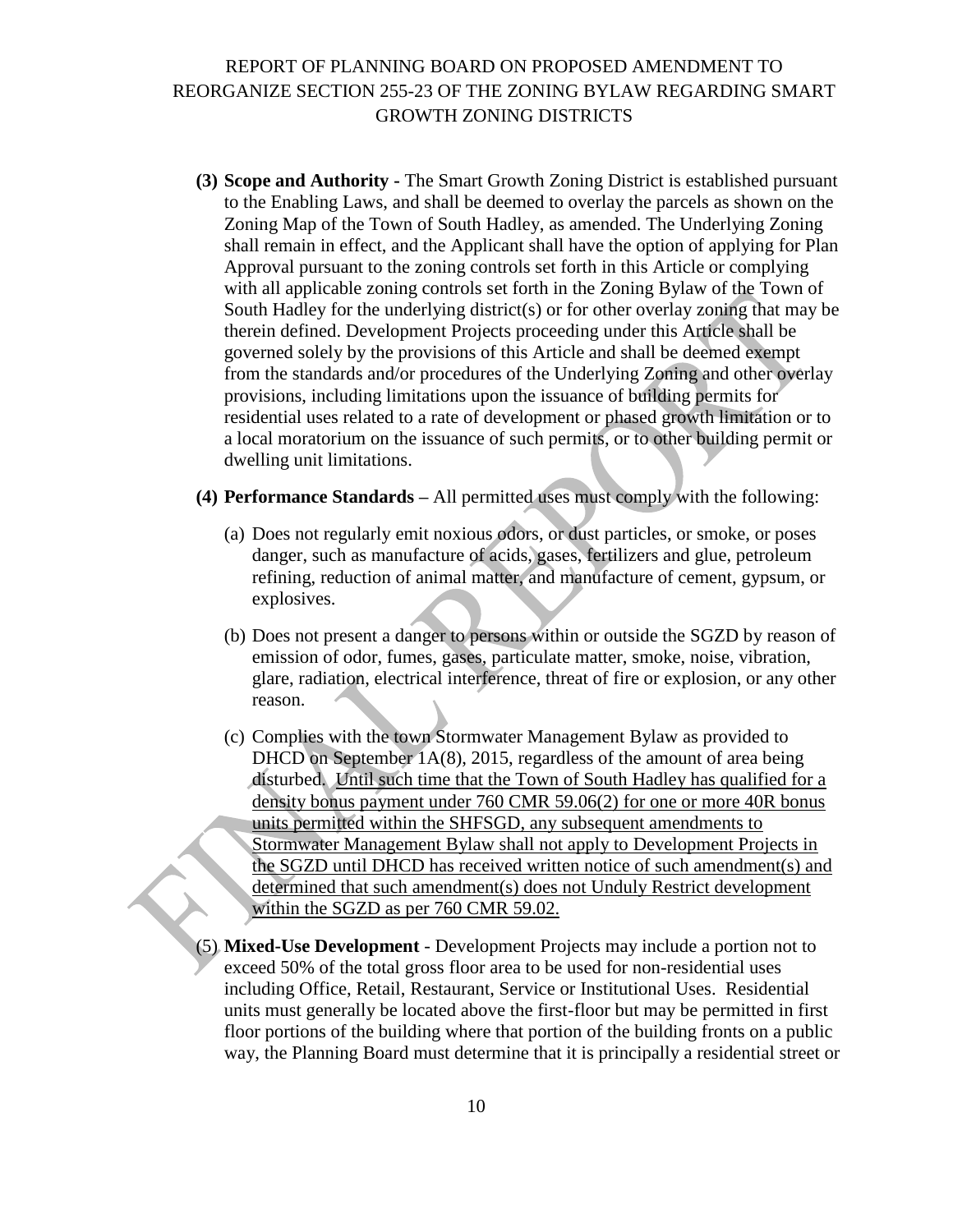**(3) Scope and Authority -** The Smart Growth Zoning District is established pursuant to the Enabling Laws, and shall be deemed to overlay the parcels as shown on the Zoning Map of the Town of South Hadley, as amended. The Underlying Zoning shall remain in effect, and the Applicant shall have the option of applying for Plan Approval pursuant to the zoning controls set forth in this Article or complying with all applicable zoning controls set forth in the Zoning Bylaw of the Town of South Hadley for the underlying district(s) or for other overlay zoning that may be therein defined. Development Projects proceeding under this Article shall be governed solely by the provisions of this Article and shall be deemed exempt from the standards and/or procedures of the Underlying Zoning and other overlay provisions, including limitations upon the issuance of building permits for residential uses related to a rate of development or phased growth limitation or to a local moratorium on the issuance of such permits, or to other building permit or dwelling unit limitations.

**(4) Performance Standards –** All permitted uses must comply with the following:

(a) Does not regularly emit noxious odors, or dust particles, or smoke, or poses danger, such as manufacture of acids, gases, fertilizers and glue, petroleum refining, reduction of animal matter, and manufacture of cement, gypsum, or explosives.

(b) Does not present a danger to persons within or outside the SGZD by reason of emission of odor, fumes, gases, particulate matter, smoke, noise, vibration, glare, radiation, electrical interference, threat of fire or explosion, or any other reason.

(c) Complies with the town Stormwater Management Bylaw as provided to DHCD on September 1A(8), 2015, regardless of the amount of area being disturbed. <u>Until such time that the Town of South Hadley has qualified for a density bonus payment under 760 CMR 59.06(2) for one or more 40R bonus units permitted within the SHFSGD, any subsequent amendments to Stormwater Management Bylaw shall not apply to Development Projects in the SGZD until DHCD has received written notice of such amendment(s) and determined that such amendment(s) does not Unduly Restrict development within the SGZD as per 760 CMR 59.02.</u>

(5) **Mixed-Use Development** - Development Projects may include a portion not to exceed 50% of the total gross floor area to be used for non-residential uses including Office, Retail, Restaurant, Service or Institutional Uses. Residential units must generally be located above the first-floor but may be permitted in first floor portions of the building where that portion of the building fronts on a public way, the Planning Board must determine that it is principally a residential street or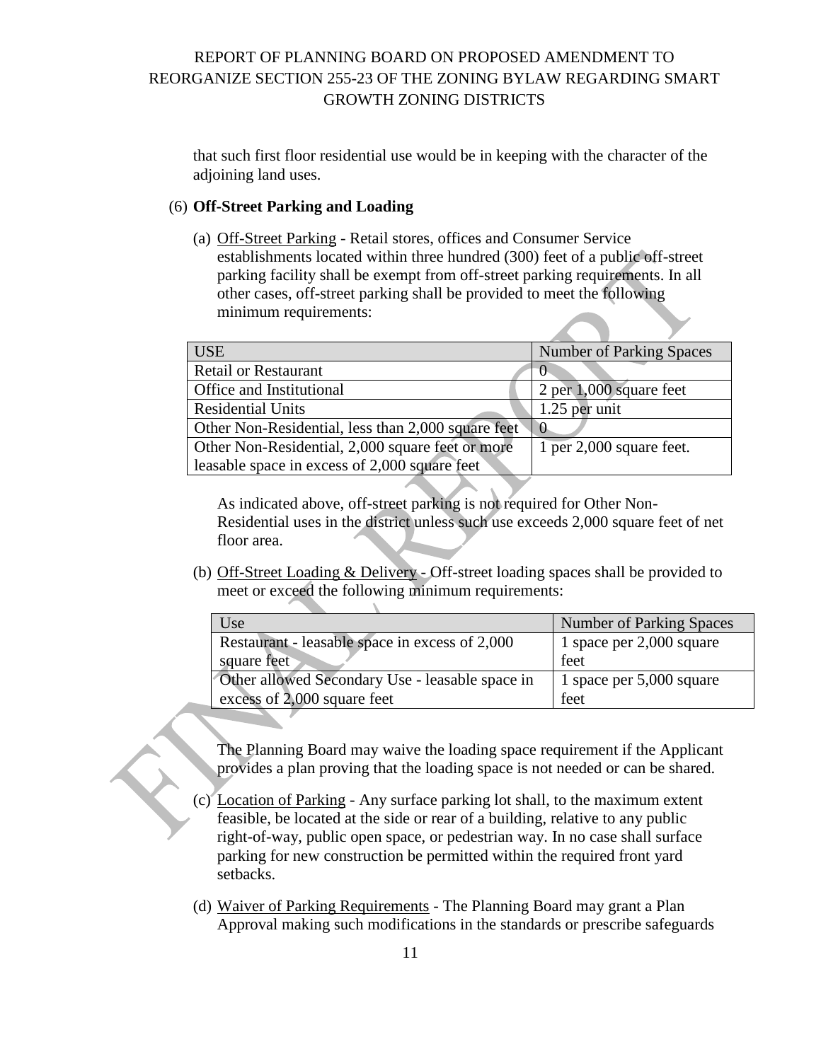that such first floor residential use would be in keeping with the character of the adjoining land uses.

(6) **Off-Street Parking and Loading**

(a) Off-Street Parking - Retail stores, offices and Consumer Service establishments located within three hundred (300) feet of a public off-street parking facility shall be exempt from off-street parking requirements. In all other cases, off-street parking shall be provided to meet the following minimum requirements:

| USE | Number of Parking Spaces |
|---|---|
| Retail or Restaurant | 0 |
| Office and Institutional | 2 per 1,000 square feet |
| Residential Units | 1.25 per unit |
| Other Non-Residential, less than 2,000 square feet | 0 |
| Other Non-Residential, 2,000 square feet or more leasable space in excess of 2,000 square feet | 1 per 2,000 square feet. |

As indicated above, off-street parking is not required for Other Non-Residential uses in the district unless such use exceeds 2,000 square feet of net floor area.

(b) Off-Street Loading & Delivery - Off-street loading spaces shall be provided to meet or exceed the following minimum requirements:

| Use | Number of Parking Spaces |
|---|---|
| Restaurant - leasable space in excess of 2,000 square feet | 1 space per 2,000 square feet |
| Other allowed Secondary Use - leasable space in excess of 2,000 square feet | 1 space per 5,000 square feet |

The Planning Board may waive the loading space requirement if the Applicant provides a plan proving that the loading space is not needed or can be shared.

(c) Location of Parking - Any surface parking lot shall, to the maximum extent feasible, be located at the side or rear of a building, relative to any public right-of-way, public open space, or pedestrian way. In no case shall surface parking for new construction be permitted within the required front yard setbacks.

(d) Waiver of Parking Requirements - The Planning Board may grant a Plan Approval making such modifications in the standards or prescribe safeguards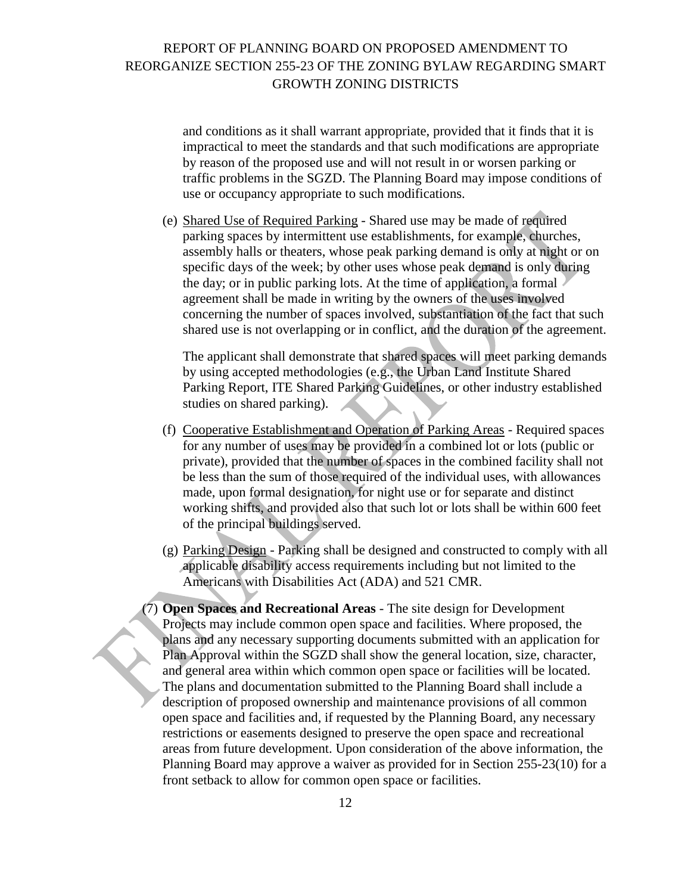and conditions as it shall warrant appropriate, provided that it finds that it is impractical to meet the standards and that such modifications are appropriate by reason of the proposed use and will not result in or worsen parking or traffic problems in the SGZD. The Planning Board may impose conditions of use or occupancy appropriate to such modifications.

(e) <u>Shared Use of Required Parking</u> - Shared use may be made of required parking spaces by intermittent use establishments, for example, churches, assembly halls or theaters, whose peak parking demand is only at night or on specific days of the week; by other uses whose peak demand is only during the day; or in public parking lots. At the time of application, a formal agreement shall be made in writing by the owners of the uses involved concerning the number of spaces involved, substantiation of the fact that such shared use is not overlapping or in conflict, and the duration of the agreement.

The applicant shall demonstrate that shared spaces will meet parking demands by using accepted methodologies (e.g., the Urban Land Institute Shared Parking Report, ITE Shared Parking Guidelines, or other industry established studies on shared parking).

(f) <u>Cooperative Establishment and Operation of Parking Areas</u> - Required spaces for any number of uses may be provided in a combined lot or lots (public or private), provided that the number of spaces in the combined facility shall not be less than the sum of those required of the individual uses, with allowances made, upon formal designation, for night use or for separate and distinct working shifts, and provided also that such lot or lots shall be within 600 feet of the principal buildings served.

(g) <u>Parking Design</u> - Parking shall be designed and constructed to comply with all applicable disability access requirements including but not limited to the Americans with Disabilities Act (ADA) and 521 CMR.

(7) **Open Spaces and Recreational Areas** - The site design for Development Projects may include common open space and facilities. Where proposed, the plans and any necessary supporting documents submitted with an application for Plan Approval within the SGZD shall show the general location, size, character, and general area within which common open space or facilities will be located. The plans and documentation submitted to the Planning Board shall include a description of proposed ownership and maintenance provisions of all common open space and facilities and, if requested by the Planning Board, any necessary restrictions or easements designed to preserve the open space and recreational areas from future development. Upon consideration of the above information, the Planning Board may approve a waiver as provided for in Section 255-23(10) for a front setback to allow for common open space or facilities.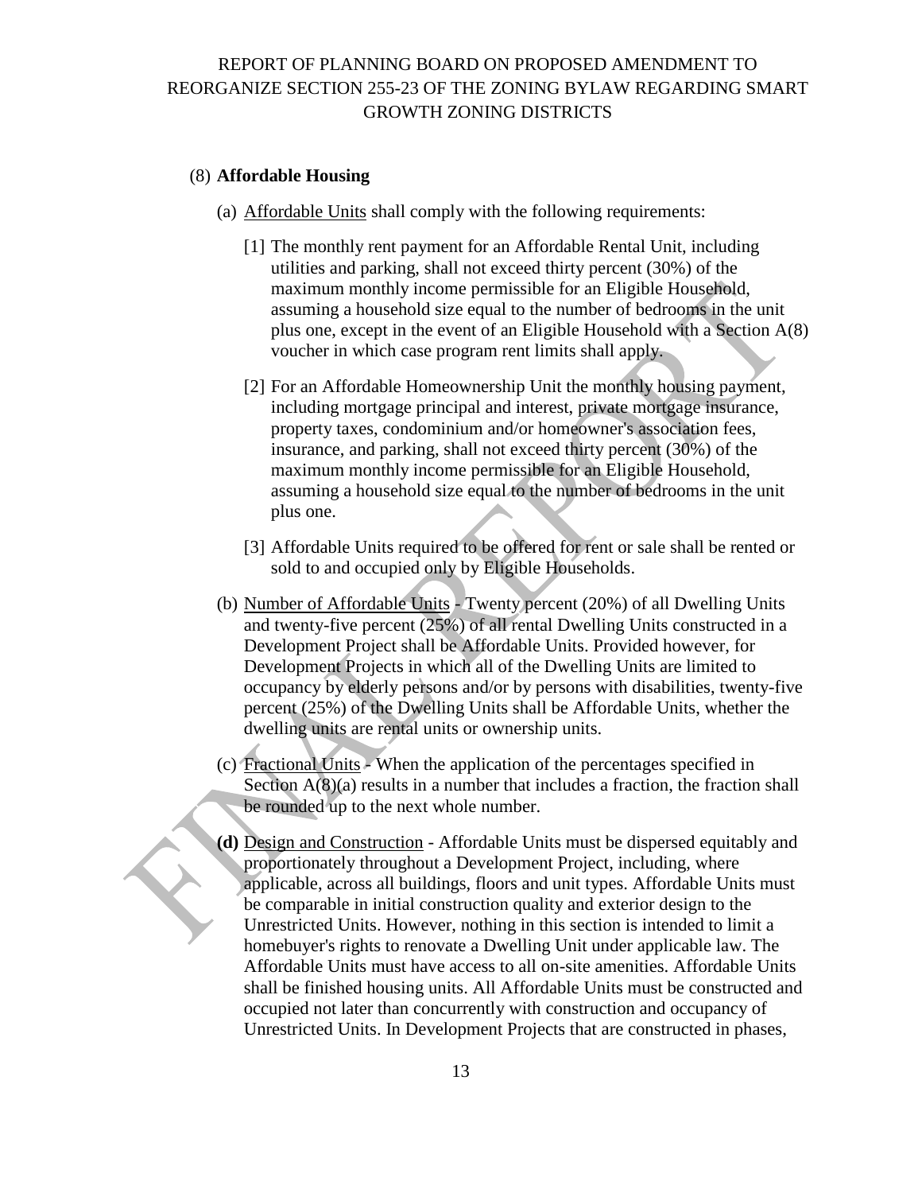(8) **Affordable Housing**

(a) Affordable Units shall comply with the following requirements:

[1] The monthly rent payment for an Affordable Rental Unit, including utilities and parking, shall not exceed thirty percent (30%) of the maximum monthly income permissible for an Eligible Household, assuming a household size equal to the number of bedrooms in the unit plus one, except in the event of an Eligible Household with a Section A(8) voucher in which case program rent limits shall apply.

[2] For an Affordable Homeownership Unit the monthly housing payment, including mortgage principal and interest, private mortgage insurance, property taxes, condominium and/or homeowner's association fees, insurance, and parking, shall not exceed thirty percent (30%) of the maximum monthly income permissible for an Eligible Household, assuming a household size equal to the number of bedrooms in the unit plus one.

[3] Affordable Units required to be offered for rent or sale shall be rented or sold to and occupied only by Eligible Households.

(b) Number of Affordable Units - Twenty percent (20%) of all Dwelling Units and twenty-five percent (25%) of all rental Dwelling Units constructed in a Development Project shall be Affordable Units. Provided however, for Development Projects in which all of the Dwelling Units are limited to occupancy by elderly persons and/or by persons with disabilities, twenty-five percent (25%) of the Dwelling Units shall be Affordable Units, whether the dwelling units are rental units or ownership units.

(c) Fractional Units - When the application of the percentages specified in Section A(8)(a) results in a number that includes a fraction, the fraction shall be rounded up to the next whole number.

**(d)** Design and Construction - Affordable Units must be dispersed equitably and proportionately throughout a Development Project, including, where applicable, across all buildings, floors and unit types. Affordable Units must be comparable in initial construction quality and exterior design to the Unrestricted Units. However, nothing in this section is intended to limit a homebuyer's rights to renovate a Dwelling Unit under applicable law. The Affordable Units must have access to all on-site amenities. Affordable Units shall be finished housing units. All Affordable Units must be constructed and occupied not later than concurrently with construction and occupancy of Unrestricted Units. In Development Projects that are constructed in phases,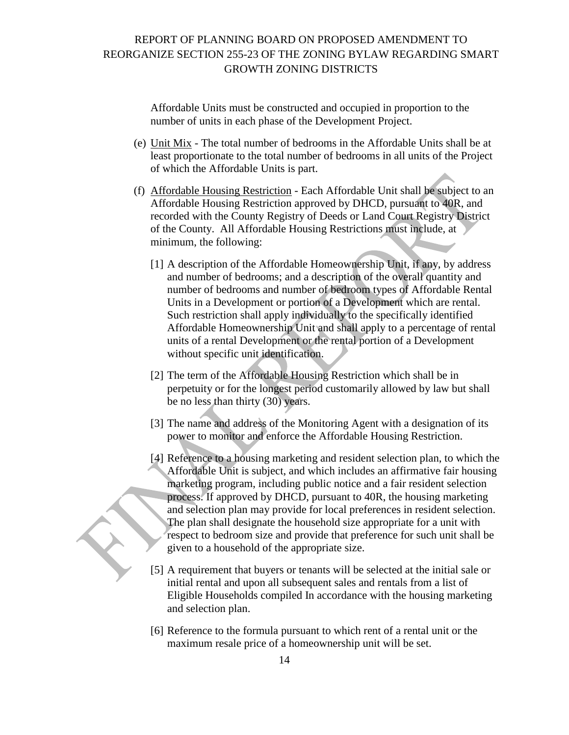Affordable Units must be constructed and occupied in proportion to the number of units in each phase of the Development Project.

(e) Unit Mix - The total number of bedrooms in the Affordable Units shall be at least proportionate to the total number of bedrooms in all units of the Project of which the Affordable Units is part.

(f) Affordable Housing Restriction - Each Affordable Unit shall be subject to an Affordable Housing Restriction approved by DHCD, pursuant to 40R, and recorded with the County Registry of Deeds or Land Court Registry District of the County. All Affordable Housing Restrictions must include, at minimum, the following:

[1] A description of the Affordable Homeownership Unit, if any, by address and number of bedrooms; and a description of the overall quantity and number of bedrooms and number of bedroom types of Affordable Rental Units in a Development or portion of a Development which are rental. Such restriction shall apply individually to the specifically identified Affordable Homeownership Unit and shall apply to a percentage of rental units of a rental Development or the rental portion of a Development without specific unit identification.

[2] The term of the Affordable Housing Restriction which shall be in perpetuity or for the longest period customarily allowed by law but shall be no less than thirty (30) years.

[3] The name and address of the Monitoring Agent with a designation of its power to monitor and enforce the Affordable Housing Restriction.

[4] Reference to a housing marketing and resident selection plan, to which the Affordable Unit is subject, and which includes an affirmative fair housing marketing program, including public notice and a fair resident selection process. If approved by DHCD, pursuant to 40R, the housing marketing and selection plan may provide for local preferences in resident selection. The plan shall designate the household size appropriate for a unit with respect to bedroom size and provide that preference for such unit shall be given to a household of the appropriate size.

[5] A requirement that buyers or tenants will be selected at the initial sale or initial rental and upon all subsequent sales and rentals from a list of Eligible Households compiled In accordance with the housing marketing and selection plan.

[6] Reference to the formula pursuant to which rent of a rental unit or the maximum resale price of a homeownership unit will be set.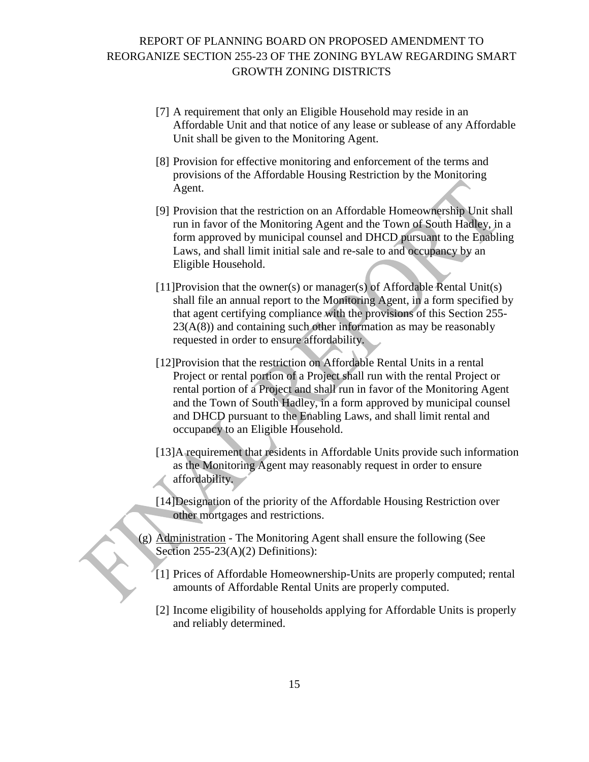[7] A requirement that only an Eligible Household may reside in an Affordable Unit and that notice of any lease or sublease of any Affordable Unit shall be given to the Monitoring Agent.

[8] Provision for effective monitoring and enforcement of the terms and provisions of the Affordable Housing Restriction by the Monitoring Agent.

[9] Provision that the restriction on an Affordable Homeownership Unit shall run in favor of the Monitoring Agent and the Town of South Hadley, in a form approved by municipal counsel and DHCD pursuant to the Enabling Laws, and shall limit initial sale and re-sale to and occupancy by an Eligible Household.

[11]Provision that the owner(s) or manager(s) of Affordable Rental Unit(s) shall file an annual report to the Monitoring Agent, in a form specified by that agent certifying compliance with the provisions of this Section 255-23(A(8)) and containing such other information as may be reasonably requested in order to ensure affordability.

[12]Provision that the restriction on Affordable Rental Units in a rental Project or rental portion of a Project shall run with the rental Project or rental portion of a Project and shall run in favor of the Monitoring Agent and the Town of South Hadley, in a form approved by municipal counsel and DHCD pursuant to the Enabling Laws, and shall limit rental and occupancy to an Eligible Household.

[13]A requirement that residents in Affordable Units provide such information as the Monitoring Agent may reasonably request in order to ensure affordability.

[14]Designation of the priority of the Affordable Housing Restriction over other mortgages and restrictions.

(g) Administration - The Monitoring Agent shall ensure the following (See Section 255-23(A)(2) Definitions):

[1] Prices of Affordable Homeownership-Units are properly computed; rental amounts of Affordable Rental Units are properly computed.

[2] Income eligibility of households applying for Affordable Units is properly and reliably determined.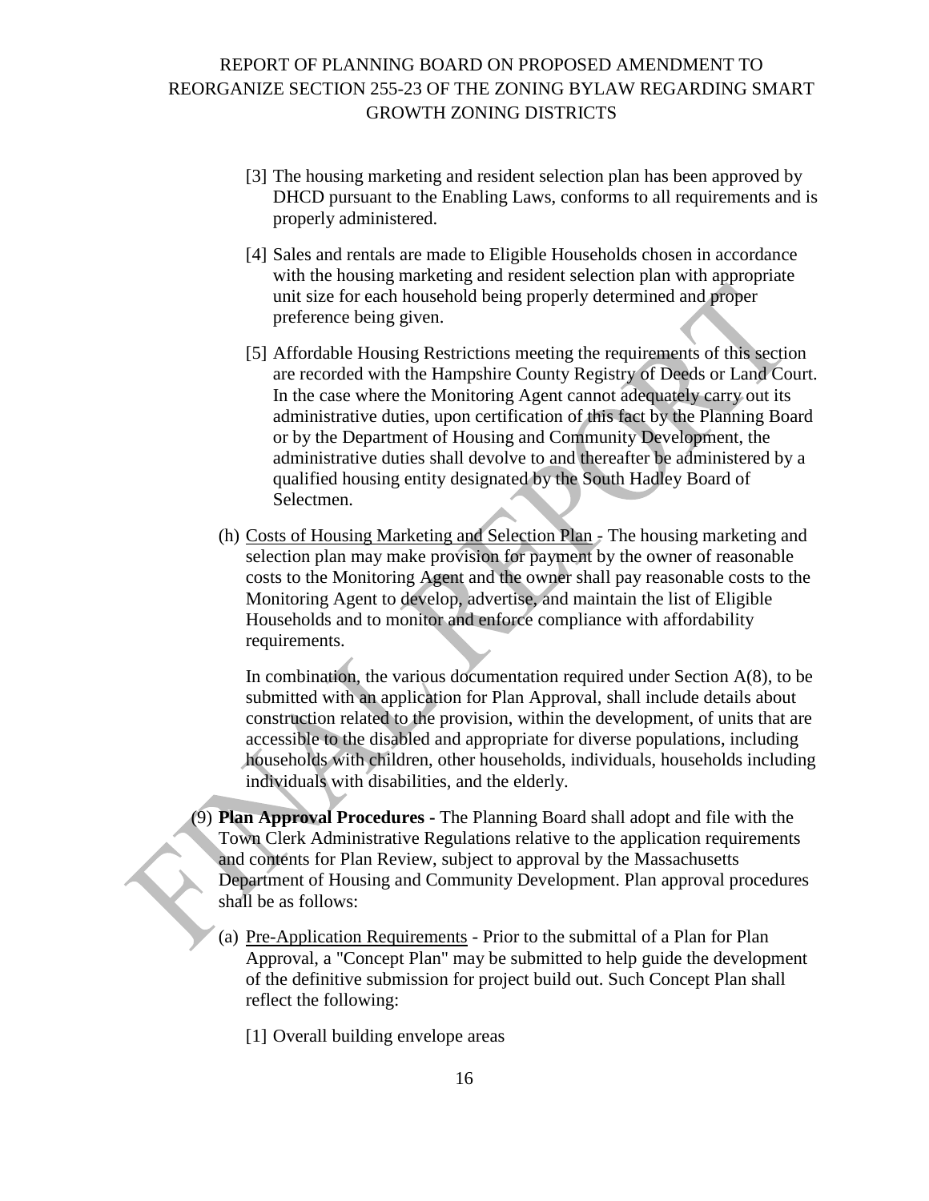[3] The housing marketing and resident selection plan has been approved by DHCD pursuant to the Enabling Laws, conforms to all requirements and is properly administered.

[4] Sales and rentals are made to Eligible Households chosen in accordance with the housing marketing and resident selection plan with appropriate unit size for each household being properly determined and proper preference being given.

[5] Affordable Housing Restrictions meeting the requirements of this section are recorded with the Hampshire County Registry of Deeds or Land Court. In the case where the Monitoring Agent cannot adequately carry out its administrative duties, upon certification of this fact by the Planning Board or by the Department of Housing and Community Development, the administrative duties shall devolve to and thereafter be administered by a qualified housing entity designated by the South Hadley Board of Selectmen.

(h) Costs of Housing Marketing and Selection Plan - The housing marketing and selection plan may make provision for payment by the owner of reasonable costs to the Monitoring Agent and the owner shall pay reasonable costs to the Monitoring Agent to develop, advertise, and maintain the list of Eligible Households and to monitor and enforce compliance with affordability requirements.

In combination, the various documentation required under Section A(8), to be submitted with an application for Plan Approval, shall include details about construction related to the provision, within the development, of units that are accessible to the disabled and appropriate for diverse populations, including households with children, other households, individuals, households including individuals with disabilities, and the elderly.

(9) **Plan Approval Procedures -** The Planning Board shall adopt and file with the Town Clerk Administrative Regulations relative to the application requirements and contents for Plan Review, subject to approval by the Massachusetts Department of Housing and Community Development. Plan approval procedures shall be as follows:

(a) Pre-Application Requirements - Prior to the submittal of a Plan for Plan Approval, a "Concept Plan" may be submitted to help guide the development of the definitive submission for project build out. Such Concept Plan shall reflect the following:

[1] Overall building envelope areas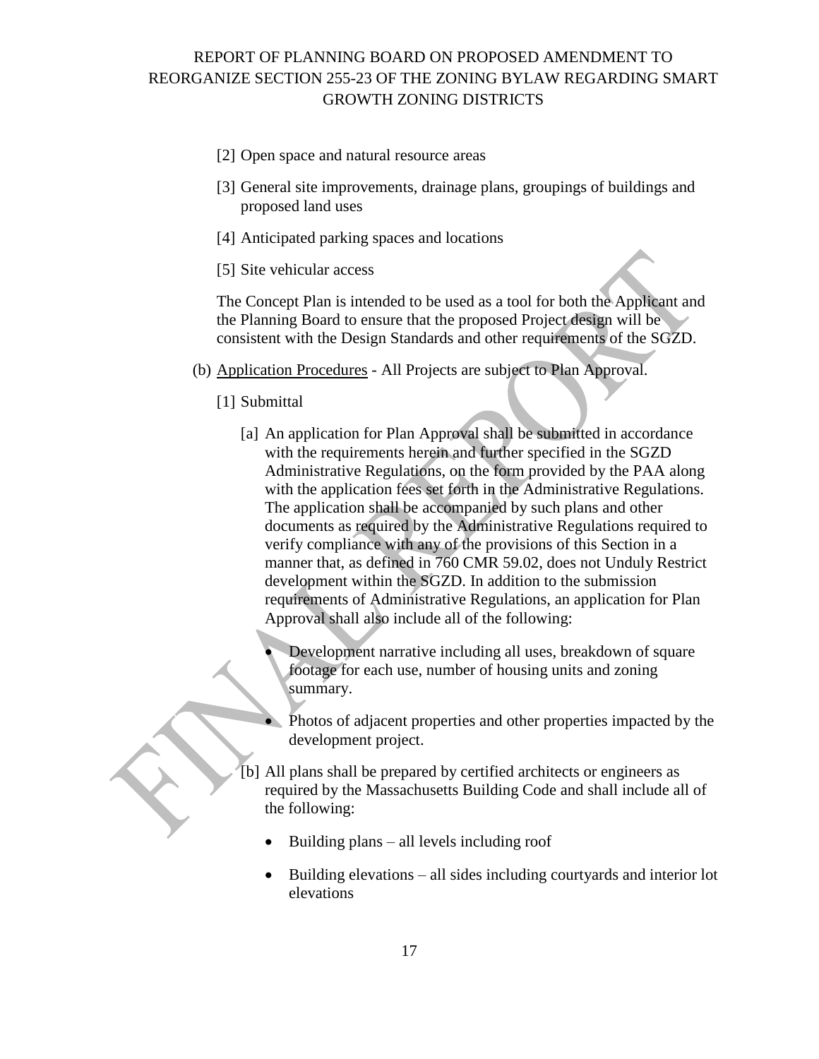[2] Open space and natural resource areas

[3] General site improvements, drainage plans, groupings of buildings and proposed land uses

[4] Anticipated parking spaces and locations

[5] Site vehicular access

The Concept Plan is intended to be used as a tool for both the Applicant and the Planning Board to ensure that the proposed Project design will be consistent with the Design Standards and other requirements of the SGZD.

(b) Application Procedures - All Projects are subject to Plan Approval.

[1] Submittal

[a] An application for Plan Approval shall be submitted in accordance with the requirements herein and further specified in the SGZD Administrative Regulations, on the form provided by the PAA along with the application fees set forth in the Administrative Regulations. The application shall be accompanied by such plans and other documents as required by the Administrative Regulations required to verify compliance with any of the provisions of this Section in a manner that, as defined in 760 CMR 59.02, does not Unduly Restrict development within the SGZD. In addition to the submission requirements of Administrative Regulations, an application for Plan Approval shall also include all of the following:

- Development narrative including all uses, breakdown of square footage for each use, number of housing units and zoning summary.
- Photos of adjacent properties and other properties impacted by the development project.

[b] All plans shall be prepared by certified architects or engineers as required by the Massachusetts Building Code and shall include all of the following:

- Building plans – all levels including roof
- Building elevations – all sides including courtyards and interior lot elevations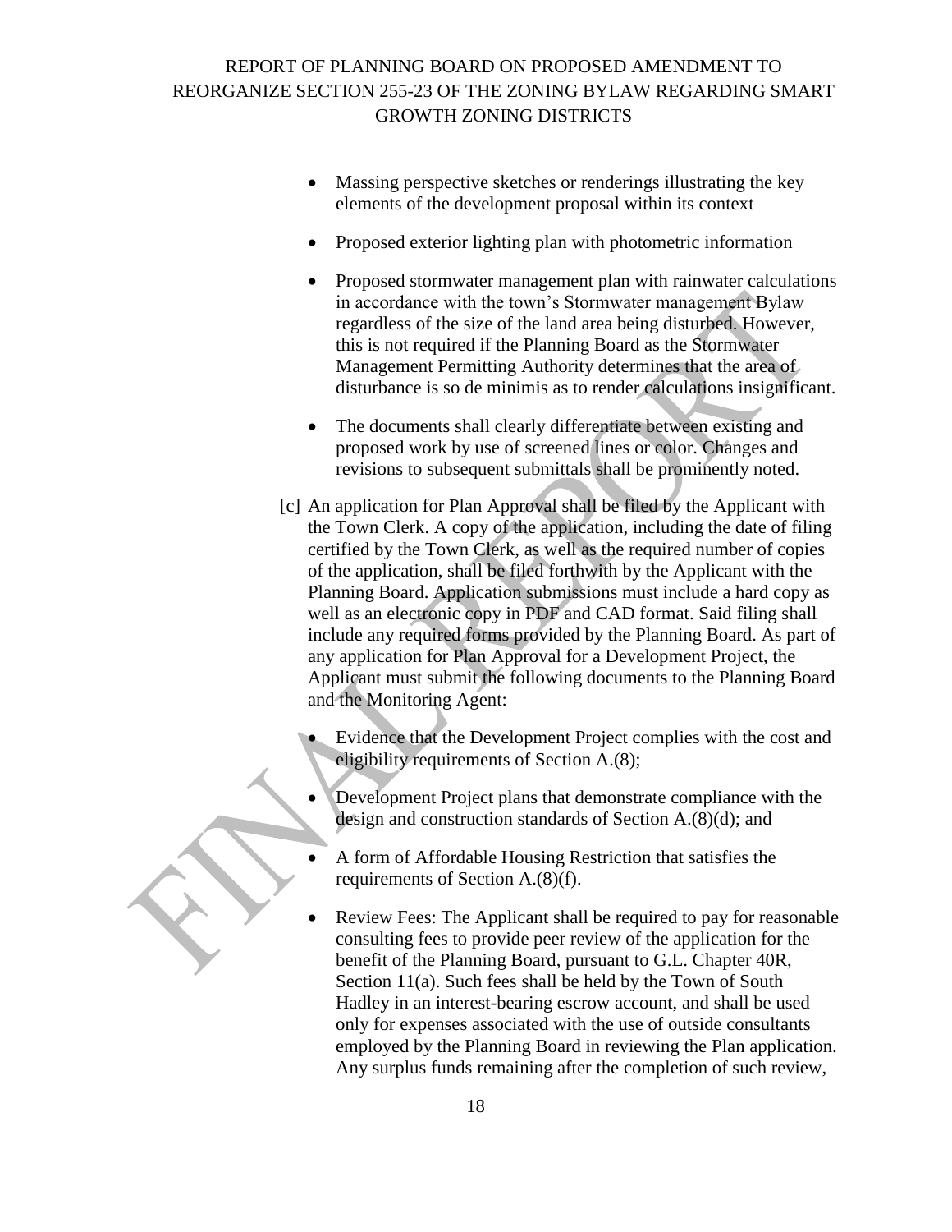- Massing perspective sketches or renderings illustrating the key elements of the development proposal within its context
- Proposed exterior lighting plan with photometric information
- Proposed stormwater management plan with rainwater calculations in accordance with the town's Stormwater management Bylaw regardless of the size of the land area being disturbed. However, this is not required if the Planning Board as the Stormwater Management Permitting Authority determines that the area of disturbance is so de minimis as to render calculations insignificant.
- The documents shall clearly differentiate between existing and proposed work by use of screened lines or color. Changes and revisions to subsequent submittals shall be prominently noted.

[c] An application for Plan Approval shall be filed by the Applicant with the Town Clerk. A copy of the application, including the date of filing certified by the Town Clerk, as well as the required number of copies of the application, shall be filed forthwith by the Applicant with the Planning Board. Application submissions must include a hard copy as well as an electronic copy in PDF and CAD format. Said filing shall include any required forms provided by the Planning Board. As part of any application for Plan Approval for a Development Project, the Applicant must submit the following documents to the Planning Board and the Monitoring Agent:

- Evidence that the Development Project complies with the cost and eligibility requirements of Section A.(8);
- Development Project plans that demonstrate compliance with the design and construction standards of Section A.(8)(d); and
- A form of Affordable Housing Restriction that satisfies the requirements of Section A.(8)(f).
- Review Fees: The Applicant shall be required to pay for reasonable consulting fees to provide peer review of the application for the benefit of the Planning Board, pursuant to G.L. Chapter 40R, Section 11(a). Such fees shall be held by the Town of South Hadley in an interest-bearing escrow account, and shall be used only for expenses associated with the use of outside consultants employed by the Planning Board in reviewing the Plan application. Any surplus funds remaining after the completion of such review,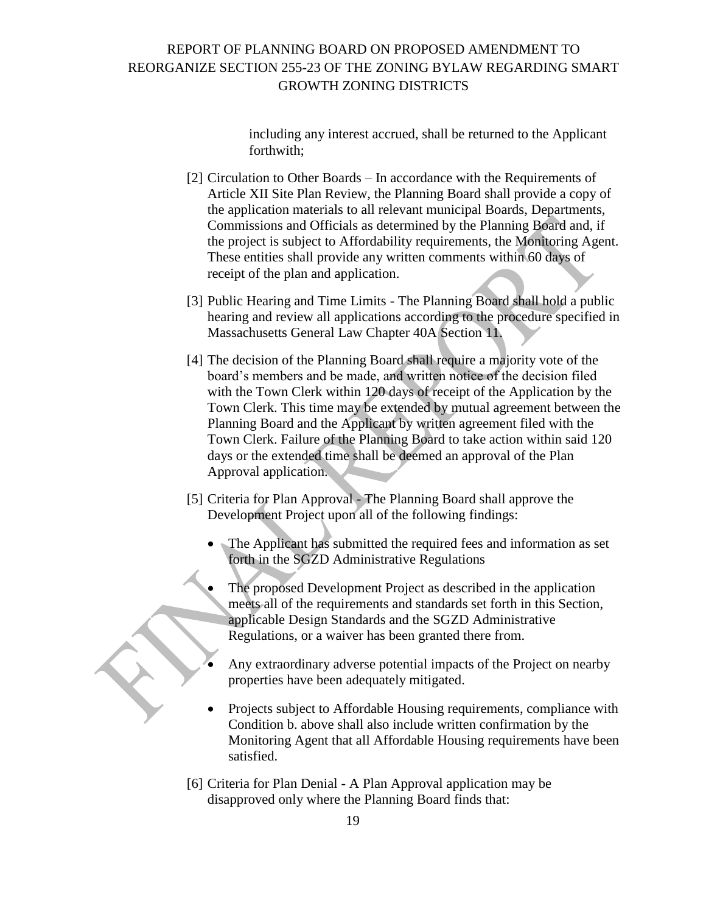including any interest accrued, shall be returned to the Applicant forthwith;

[2] Circulation to Other Boards – In accordance with the Requirements of Article XII Site Plan Review, the Planning Board shall provide a copy of the application materials to all relevant municipal Boards, Departments, Commissions and Officials as determined by the Planning Board and, if the project is subject to Affordability requirements, the Monitoring Agent. These entities shall provide any written comments within 60 days of receipt of the plan and application.

[3] Public Hearing and Time Limits - The Planning Board shall hold a public hearing and review all applications according to the procedure specified in Massachusetts General Law Chapter 40A Section 11.

[4] The decision of the Planning Board shall require a majority vote of the board's members and be made, and written notice of the decision filed with the Town Clerk within 120 days of receipt of the Application by the Town Clerk. This time may be extended by mutual agreement between the Planning Board and the Applicant by written agreement filed with the Town Clerk. Failure of the Planning Board to take action within said 120 days or the extended time shall be deemed an approval of the Plan Approval application.

[5] Criteria for Plan Approval - The Planning Board shall approve the Development Project upon all of the following findings:

- The Applicant has submitted the required fees and information as set forth in the SGZD Administrative Regulations
- The proposed Development Project as described in the application meets all of the requirements and standards set forth in this Section, applicable Design Standards and the SGZD Administrative Regulations, or a waiver has been granted there from.
- Any extraordinary adverse potential impacts of the Project on nearby properties have been adequately mitigated.
- Projects subject to Affordable Housing requirements, compliance with Condition b. above shall also include written confirmation by the Monitoring Agent that all Affordable Housing requirements have been satisfied.

[6] Criteria for Plan Denial - A Plan Approval application may be disapproved only where the Planning Board finds that: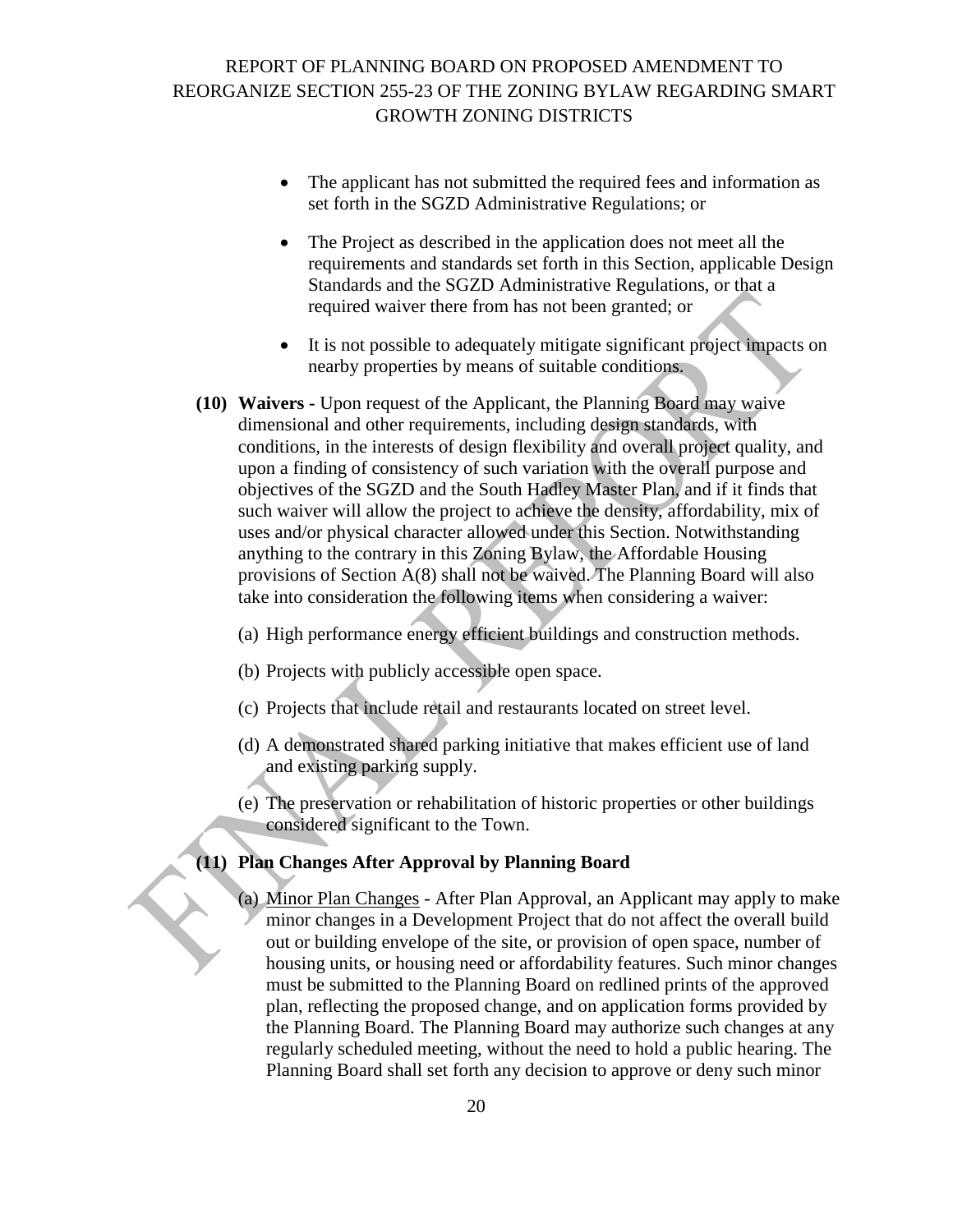- The applicant has not submitted the required fees and information as set forth in the SGZD Administrative Regulations; or
- The Project as described in the application does not meet all the requirements and standards set forth in this Section, applicable Design Standards and the SGZD Administrative Regulations, or that a required waiver there from has not been granted; or
- It is not possible to adequately mitigate significant project impacts on nearby properties by means of suitable conditions.

**(10) Waivers -** Upon request of the Applicant, the Planning Board may waive dimensional and other requirements, including design standards, with conditions, in the interests of design flexibility and overall project quality, and upon a finding of consistency of such variation with the overall purpose and objectives of the SGZD and the South Hadley Master Plan, and if it finds that such waiver will allow the project to achieve the density, affordability, mix of uses and/or physical character allowed under this Section. Notwithstanding anything to the contrary in this Zoning Bylaw, the Affordable Housing provisions of Section A(8) shall not be waived. The Planning Board will also take into consideration the following items when considering a waiver:

(a) High performance energy efficient buildings and construction methods.

(b) Projects with publicly accessible open space.

(c) Projects that include retail and restaurants located on street level.

(d) A demonstrated shared parking initiative that makes efficient use of land and existing parking supply.

(e) The preservation or rehabilitation of historic properties or other buildings considered significant to the Town.

**(11) Plan Changes After Approval by Planning Board**

(a) Minor Plan Changes - After Plan Approval, an Applicant may apply to make minor changes in a Development Project that do not affect the overall build out or building envelope of the site, or provision of open space, number of housing units, or housing need or affordability features. Such minor changes must be submitted to the Planning Board on redlined prints of the approved plan, reflecting the proposed change, and on application forms provided by the Planning Board. The Planning Board may authorize such changes at any regularly scheduled meeting, without the need to hold a public hearing. The Planning Board shall set forth any decision to approve or deny such minor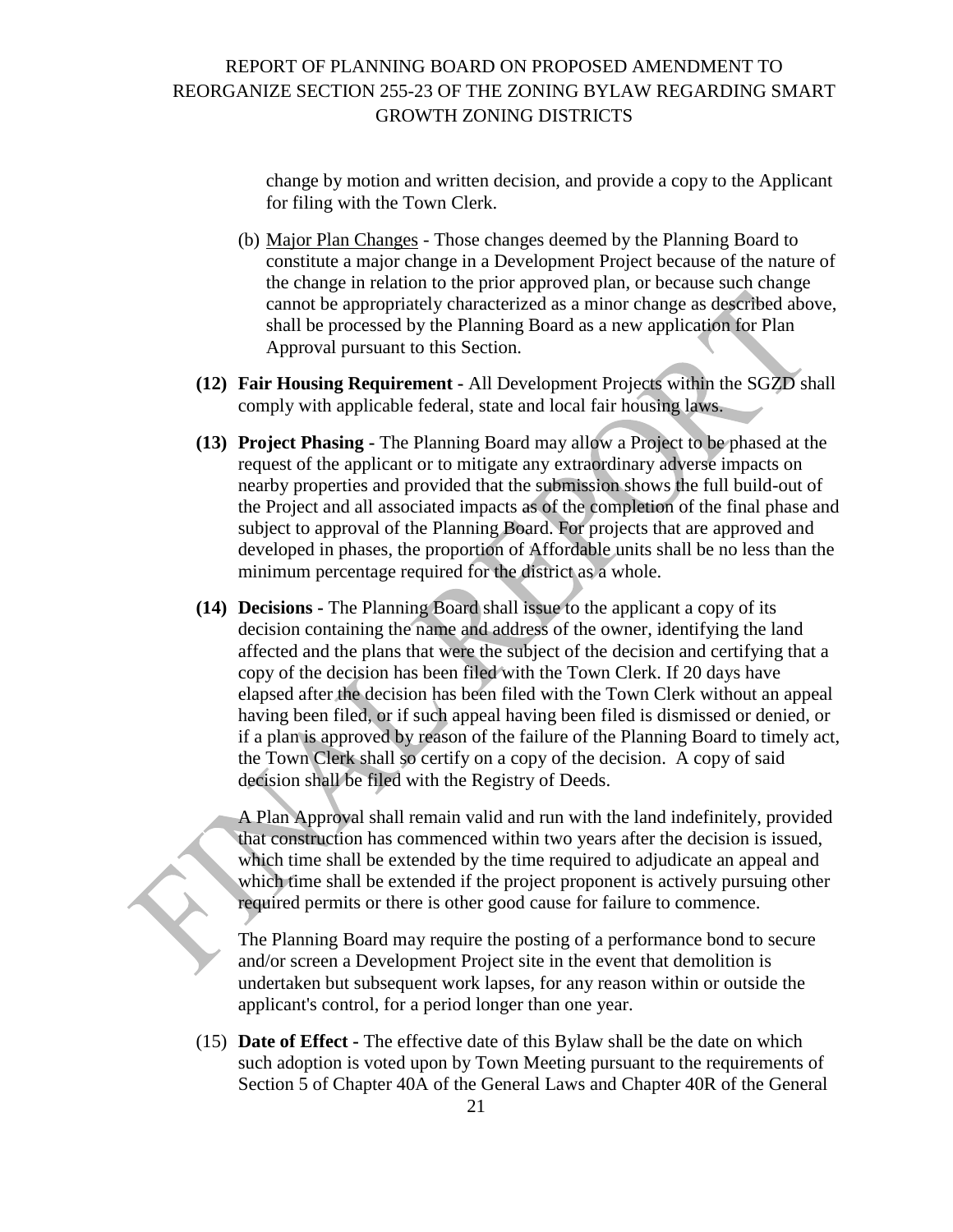change by motion and written decision, and provide a copy to the Applicant for filing with the Town Clerk.

(b) Major Plan Changes - Those changes deemed by the Planning Board to constitute a major change in a Development Project because of the nature of the change in relation to the prior approved plan, or because such change cannot be appropriately characterized as a minor change as described above, shall be processed by the Planning Board as a new application for Plan Approval pursuant to this Section.

**(12) Fair Housing Requirement -** All Development Projects within the SGZD shall comply with applicable federal, state and local fair housing laws.

**(13) Project Phasing -** The Planning Board may allow a Project to be phased at the request of the applicant or to mitigate any extraordinary adverse impacts on nearby properties and provided that the submission shows the full build-out of the Project and all associated impacts as of the completion of the final phase and subject to approval of the Planning Board. For projects that are approved and developed in phases, the proportion of Affordable units shall be no less than the minimum percentage required for the district as a whole.

**(14) Decisions -** The Planning Board shall issue to the applicant a copy of its decision containing the name and address of the owner, identifying the land affected and the plans that were the subject of the decision and certifying that a copy of the decision has been filed with the Town Clerk. If 20 days have elapsed after the decision has been filed with the Town Clerk without an appeal having been filed, or if such appeal having been filed is dismissed or denied, or if a plan is approved by reason of the failure of the Planning Board to timely act, the Town Clerk shall so certify on a copy of the decision. A copy of said decision shall be filed with the Registry of Deeds.

A Plan Approval shall remain valid and run with the land indefinitely, provided that construction has commenced within two years after the decision is issued, which time shall be extended by the time required to adjudicate an appeal and which time shall be extended if the project proponent is actively pursuing other required permits or there is other good cause for failure to commence.

The Planning Board may require the posting of a performance bond to secure and/or screen a Development Project site in the event that demolition is undertaken but subsequent work lapses, for any reason within or outside the applicant's control, for a period longer than one year.

(15) **Date of Effect -** The effective date of this Bylaw shall be the date on which such adoption is voted upon by Town Meeting pursuant to the requirements of Section 5 of Chapter 40A of the General Laws and Chapter 40R of the General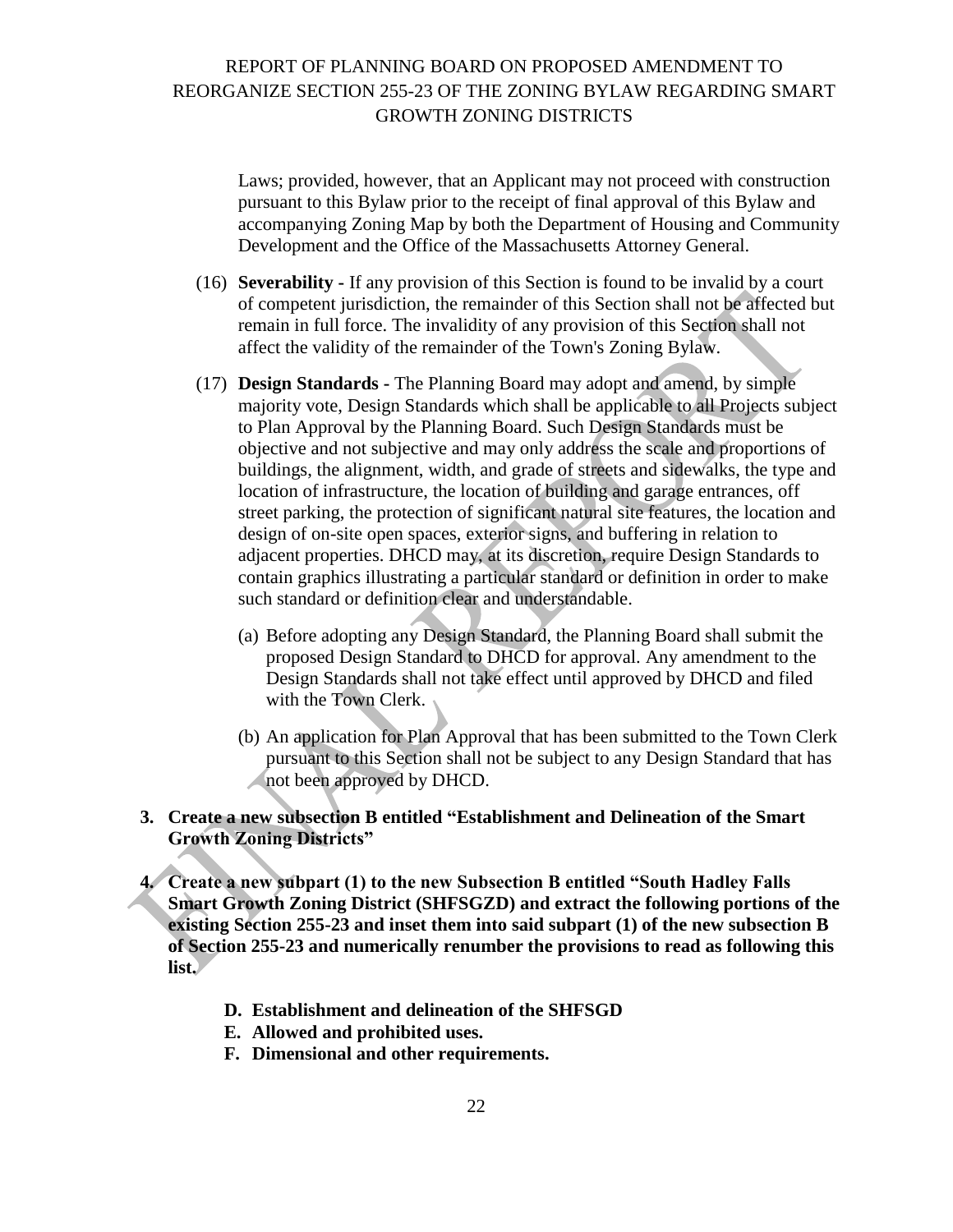Laws; provided, however, that an Applicant may not proceed with construction pursuant to this Bylaw prior to the receipt of final approval of this Bylaw and accompanying Zoning Map by both the Department of Housing and Community Development and the Office of the Massachusetts Attorney General.

(16) **Severability -** If any provision of this Section is found to be invalid by a court of competent jurisdiction, the remainder of this Section shall not be affected but remain in full force. The invalidity of any provision of this Section shall not affect the validity of the remainder of the Town's Zoning Bylaw.

(17) **Design Standards -** The Planning Board may adopt and amend, by simple majority vote, Design Standards which shall be applicable to all Projects subject to Plan Approval by the Planning Board. Such Design Standards must be objective and not subjective and may only address the scale and proportions of buildings, the alignment, width, and grade of streets and sidewalks, the type and location of infrastructure, the location of building and garage entrances, off street parking, the protection of significant natural site features, the location and design of on-site open spaces, exterior signs, and buffering in relation to adjacent properties. DHCD may, at its discretion, require Design Standards to contain graphics illustrating a particular standard or definition in order to make such standard or definition clear and understandable.

   (a) Before adopting any Design Standard, the Planning Board shall submit the proposed Design Standard to DHCD for approval. Any amendment to the Design Standards shall not take effect until approved by DHCD and filed with the Town Clerk.

   (b) An application for Plan Approval that has been submitted to the Town Clerk pursuant to this Section shall not be subject to any Design Standard that has not been approved by DHCD.

3. **Create a new subsection B entitled "Establishment and Delineation of the Smart Growth Zoning Districts"**

4. **Create a new subpart (1) to the new Subsection B entitled "South Hadley Falls Smart Growth Zoning District (SHFSGZD) and extract the following portions of the existing Section 255-23 and inset them into said subpart (1) of the new subsection B of Section 255-23 and numerically renumber the provisions to read as following this list.**

   **D. Establishment and delineation of the SHFSGD**
   **E. Allowed and prohibited uses.**
   **F. Dimensional and other requirements.**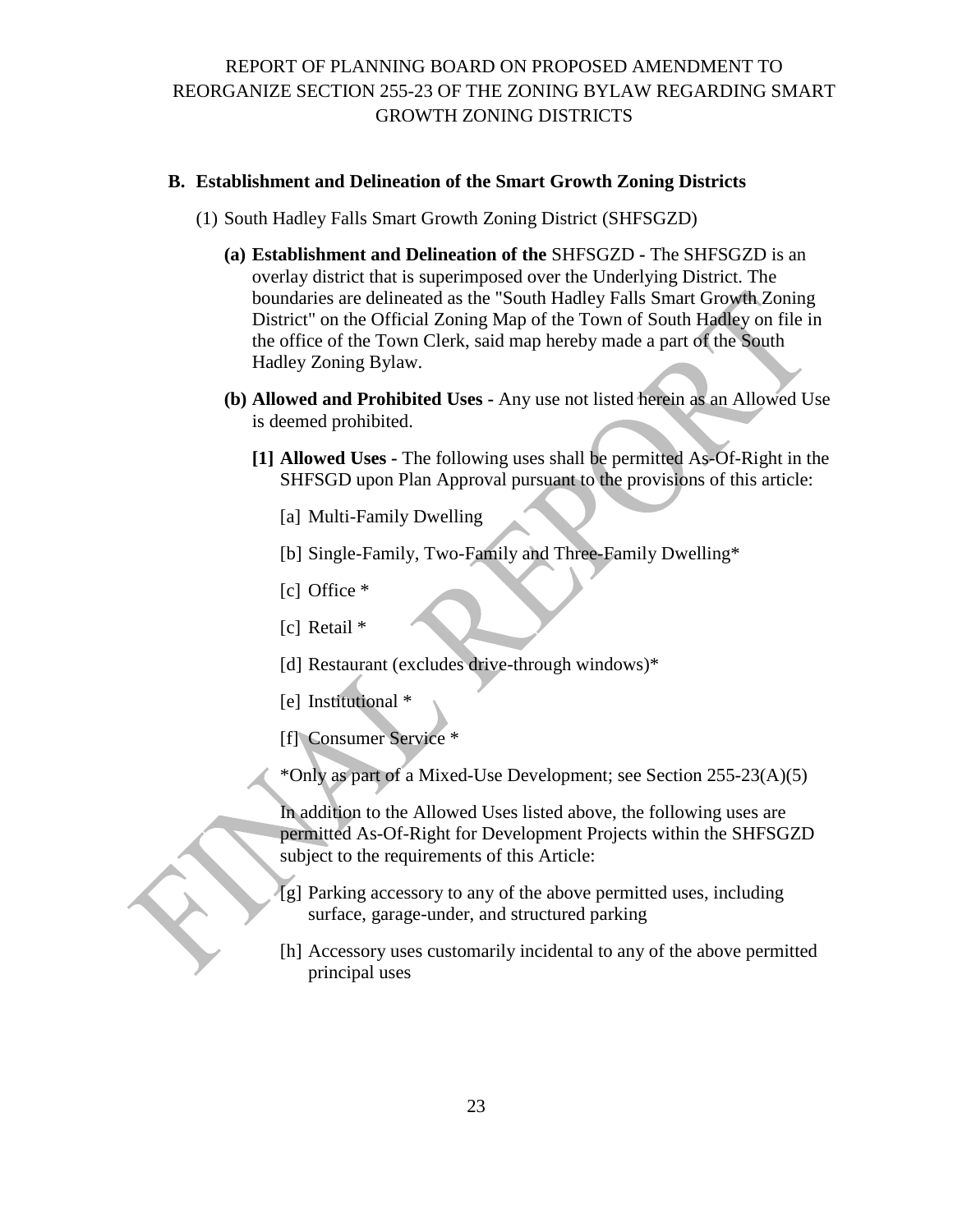REPORT OF PLANNING BOARD ON PROPOSED AMENDMENT TO REORGANIZE SECTION 255-23 OF THE ZONING BYLAW REGARDING SMART GROWTH ZONING DISTRICTS

**B. Establishment and Delineation of the Smart Growth Zoning Districts**

(1) South Hadley Falls Smart Growth Zoning District (SHFSGZD)

**(a) Establishment and Delineation of the** SHFSGZD **-** The SHFSGZD is an overlay district that is superimposed over the Underlying District. The boundaries are delineated as the "South Hadley Falls Smart Growth Zoning District" on the Official Zoning Map of the Town of South Hadley on file in the office of the Town Clerk, said map hereby made a part of the South Hadley Zoning Bylaw.

**(b) Allowed and Prohibited Uses -** Any use not listed herein as an Allowed Use is deemed prohibited.

**[1] Allowed Uses -** The following uses shall be permitted As-Of-Right in the SHFSGD upon Plan Approval pursuant to the provisions of this article:

[a] Multi-Family Dwelling

[b] Single-Family, Two-Family and Three-Family Dwelling*

[c] Office *

[c] Retail *

[d] Restaurant (excludes drive-through windows)*

[e] Institutional *

[f] Consumer Service *

*Only as part of a Mixed-Use Development; see Section 255-23(A)(5)

In addition to the Allowed Uses listed above, the following uses are permitted As-Of-Right for Development Projects within the SHFSGZD subject to the requirements of this Article:

[g] Parking accessory to any of the above permitted uses, including surface, garage-under, and structured parking

[h] Accessory uses customarily incidental to any of the above permitted principal uses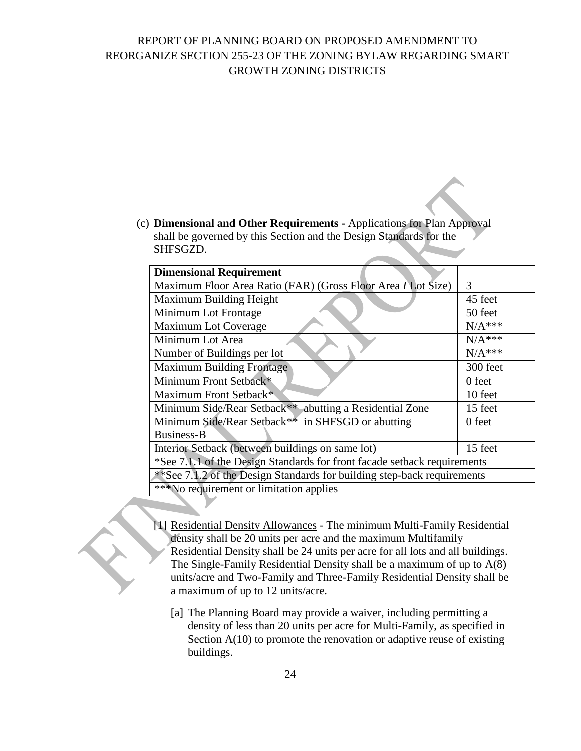(c) **Dimensional and Other Requirements -** Applications for Plan Approval shall be governed by this Section and the Design Standards for the SHFSGZD.

| **Dimensional Requirement** | |
|---|---|
| Maximum Floor Area Ratio (FAR) (Gross Floor Area *I* Lot Size) | 3 |
| Maximum Building Height | 45 feet |
| Minimum Lot Frontage | 50 feet |
| Maximum Lot Coverage | N/A*** |
| Minimum Lot Area | N/A*** |
| Number of Buildings per lot | N/A*** |
| Maximum Building Frontage | 300 feet |
| Minimum Front Setback* | 0 feet |
| Maximum Front Setback* | 10 feet |
| Minimum Side/Rear Setback** abutting a Residential Zone | 15 feet |
| Minimum Side/Rear Setback** in SHFSGD or abutting Business-B | 0 feet |
| Interior Setback (between buildings on same lot) | 15 feet |
| *See 7.1.1 of the Design Standards for front facade setback requirements | |
| **See 7.1.2 of the Design Standards for building step-back requirements | |
| ***No requirement or limitation applies | |

[1] Residential Density Allowances - The minimum Multi-Family Residential density shall be 20 units per acre and the maximum Multifamily Residential Density shall be 24 units per acre for all lots and all buildings. The Single-Family Residential Density shall be a maximum of up to A(8) units/acre and Two-Family and Three-Family Residential Density shall be a maximum of up to 12 units/acre.

[a] The Planning Board may provide a waiver, including permitting a density of less than 20 units per acre for Multi-Family, as specified in Section A(10) to promote the renovation or adaptive reuse of existing buildings.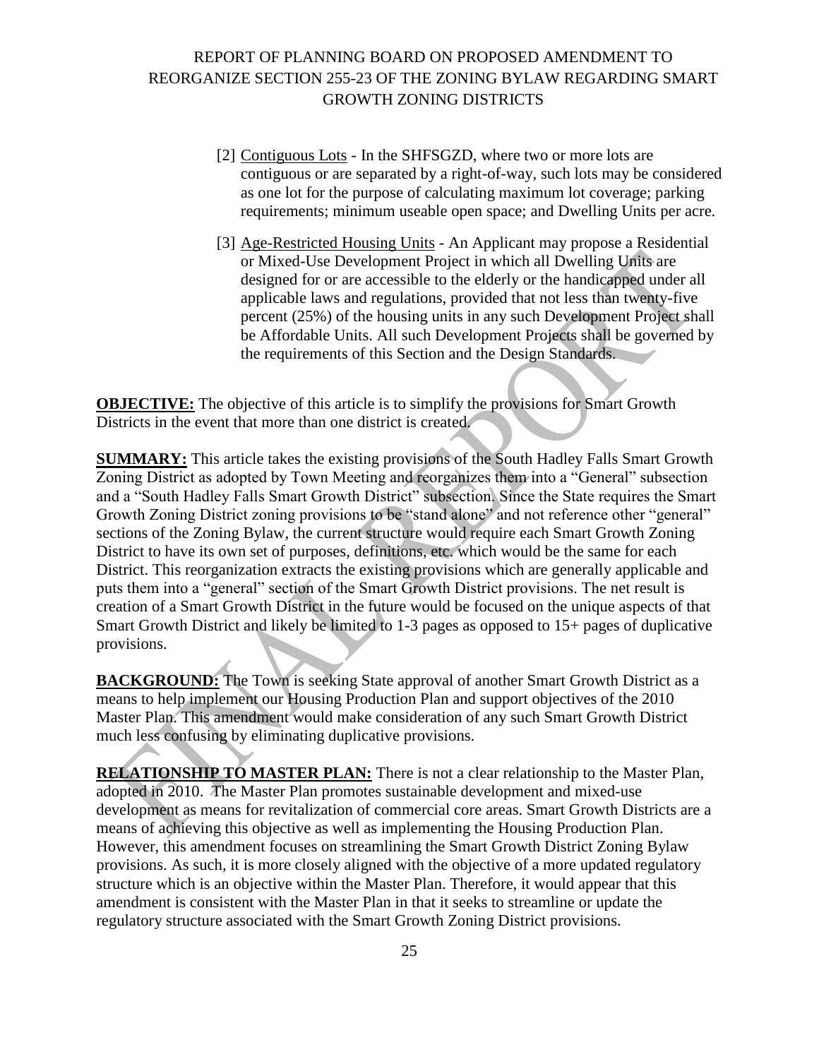[2] Contiguous Lots - In the SHFSGZD, where two or more lots are contiguous or are separated by a right-of-way, such lots may be considered as one lot for the purpose of calculating maximum lot coverage; parking requirements; minimum useable open space; and Dwelling Units per acre.

[3] Age-Restricted Housing Units - An Applicant may propose a Residential or Mixed-Use Development Project in which all Dwelling Units are designed for or are accessible to the elderly or the handicapped under all applicable laws and regulations, provided that not less than twenty-five percent (25%) of the housing units in any such Development Project shall be Affordable Units. All such Development Projects shall be governed by the requirements of this Section and the Design Standards.

**OBJECTIVE:** The objective of this article is to simplify the provisions for Smart Growth Districts in the event that more than one district is created.

**SUMMARY:** This article takes the existing provisions of the South Hadley Falls Smart Growth Zoning District as adopted by Town Meeting and reorganizes them into a "General" subsection and a "South Hadley Falls Smart Growth District" subsection. Since the State requires the Smart Growth Zoning District zoning provisions to be "stand alone" and not reference other "general" sections of the Zoning Bylaw, the current structure would require each Smart Growth Zoning District to have its own set of purposes, definitions, etc. which would be the same for each District. This reorganization extracts the existing provisions which are generally applicable and puts them into a "general" section of the Smart Growth District provisions. The net result is creation of a Smart Growth District in the future would be focused on the unique aspects of that Smart Growth District and likely be limited to 1-3 pages as opposed to 15+ pages of duplicative provisions.

**BACKGROUND:** The Town is seeking State approval of another Smart Growth District as a means to help implement our Housing Production Plan and support objectives of the 2010 Master Plan. This amendment would make consideration of any such Smart Growth District much less confusing by eliminating duplicative provisions.

**RELATIONSHIP TO MASTER PLAN:** There is not a clear relationship to the Master Plan, adopted in 2010. The Master Plan promotes sustainable development and mixed-use development as means for revitalization of commercial core areas. Smart Growth Districts are a means of achieving this objective as well as implementing the Housing Production Plan. However, this amendment focuses on streamlining the Smart Growth District Zoning Bylaw provisions. As such, it is more closely aligned with the objective of a more updated regulatory structure which is an objective within the Master Plan. Therefore, it would appear that this amendment is consistent with the Master Plan in that it seeks to streamline or update the regulatory structure associated with the Smart Growth Zoning District provisions.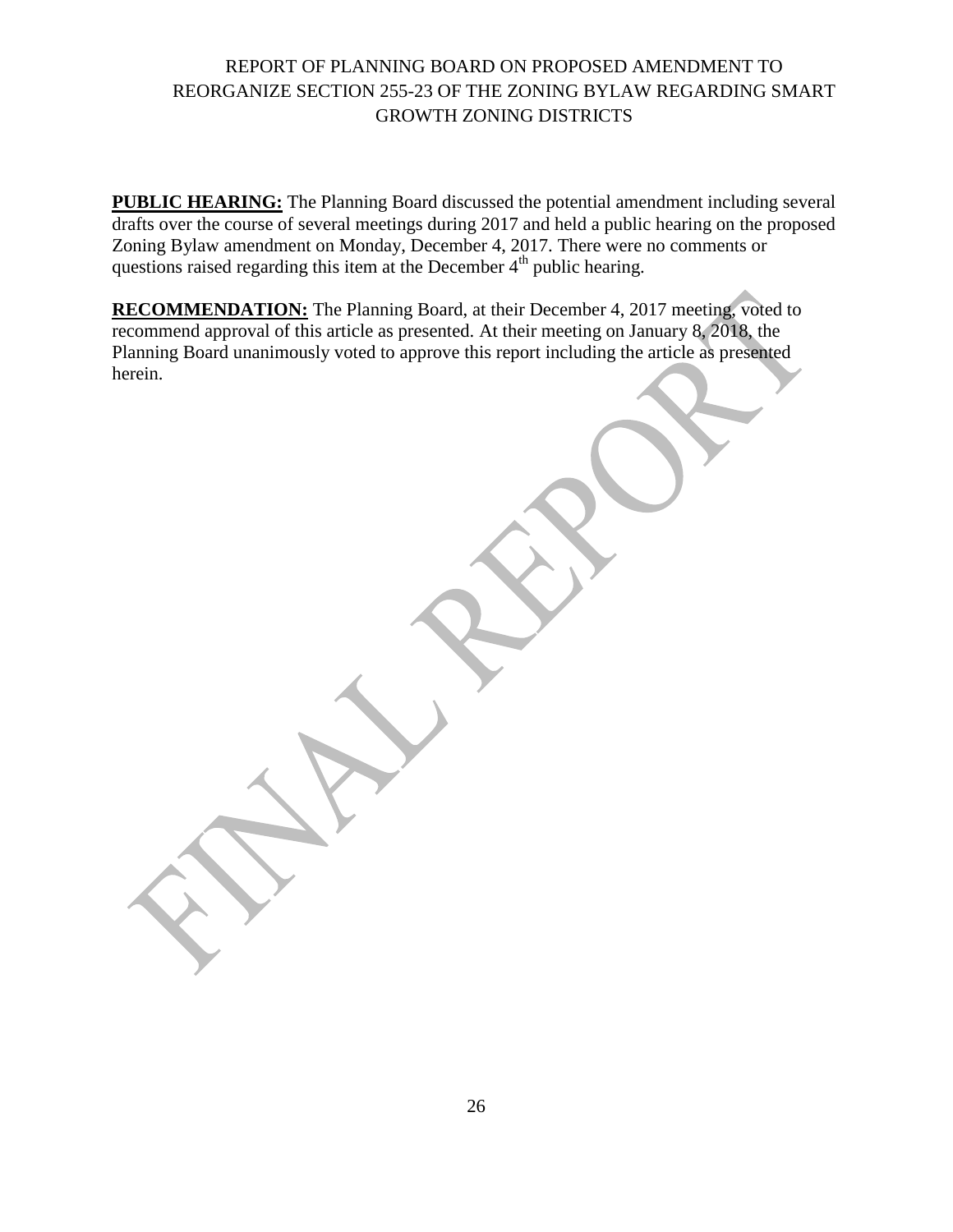REPORT OF PLANNING BOARD ON PROPOSED AMENDMENT TO REORGANIZE SECTION 255-23 OF THE ZONING BYLAW REGARDING SMART GROWTH ZONING DISTRICTS

**PUBLIC HEARING:** The Planning Board discussed the potential amendment including several drafts over the course of several meetings during 2017 and held a public hearing on the proposed Zoning Bylaw amendment on Monday, December 4, 2017. There were no comments or questions raised regarding this item at the December 4th public hearing.

**RECOMMENDATION:** The Planning Board, at their December 4, 2017 meeting, voted to recommend approval of this article as presented. At their meeting on January 8, 2018, the Planning Board unanimously voted to approve this report including the article as presented herein.

FINAL REPORT